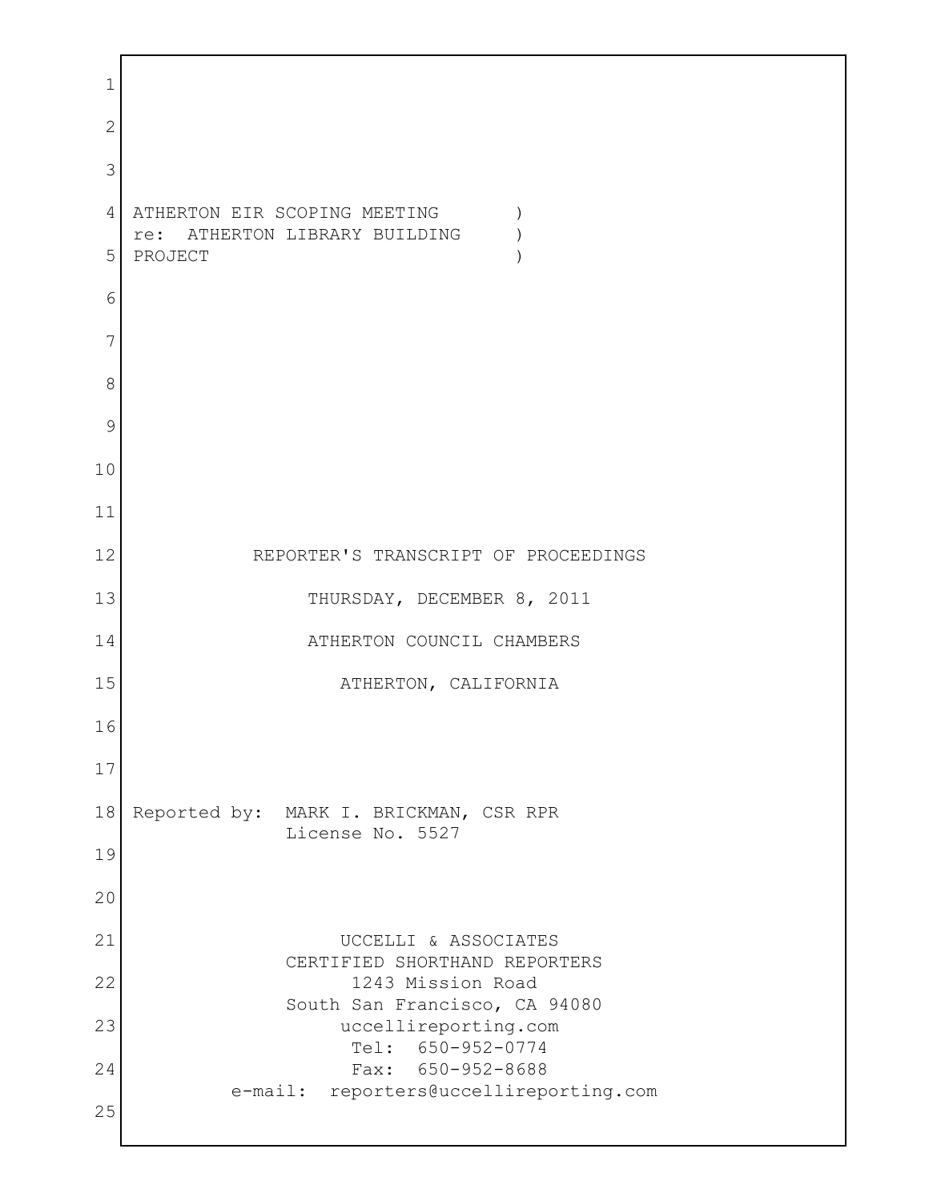ATHERTON EIR SCOPING MEETING )
re: ATHERTON LIBRARY BUILDING )
PROJECT )

REPORTER'S TRANSCRIPT OF PROCEEDINGS

THURSDAY, DECEMBER 8, 2011

ATHERTON COUNCIL CHAMBERS

ATHERTON, CALIFORNIA

Reported by: MARK I. BRICKMAN, CSR RPR
License No. 5527

UCCELLI & ASSOCIATES
CERTIFIED SHORTHAND REPORTERS
1243 Mission Road
South San Francisco, CA 94080
uccellireporting.com
Tel: 650-952-0774
Fax: 650-952-8688
e-mail: reporters@uccellireporting.com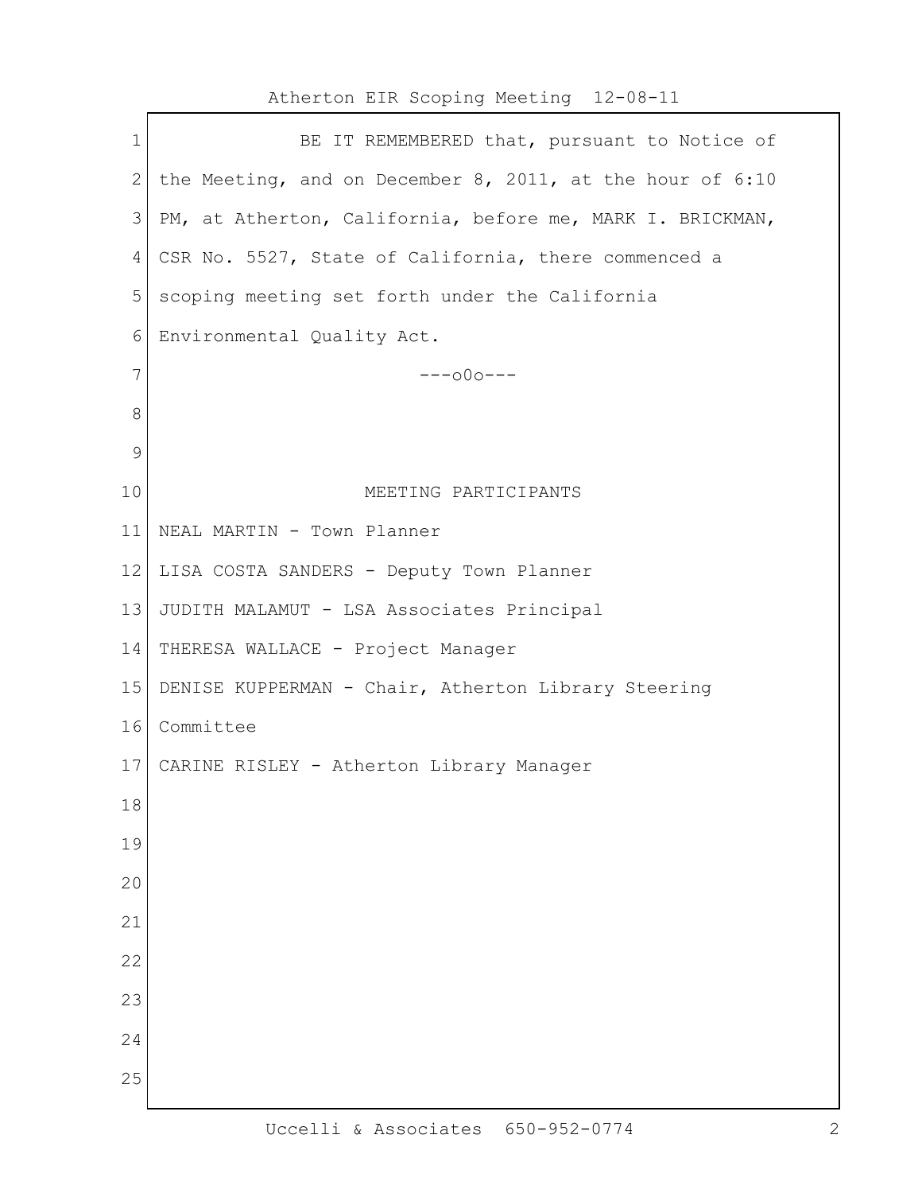BE IT REMEMBERED that, pursuant to Notice of the Meeting, and on December 8, 2011, at the hour of 6:10 PM, at Atherton, California, before me, MARK I. BRICKMAN, CSR No. 5527, State of California, there commenced a scoping meeting set forth under the California Environmental Quality Act.

---o0o---

## MEETING PARTICIPANTS

NEAL MARTIN - Town Planner

LISA COSTA SANDERS - Deputy Town Planner

JUDITH MALAMUT - LSA Associates Principal

THERESA WALLACE - Project Manager

DENISE KUPPERMAN - Chair, Atherton Library Steering Committee

CARINE RISLEY - Atherton Library Manager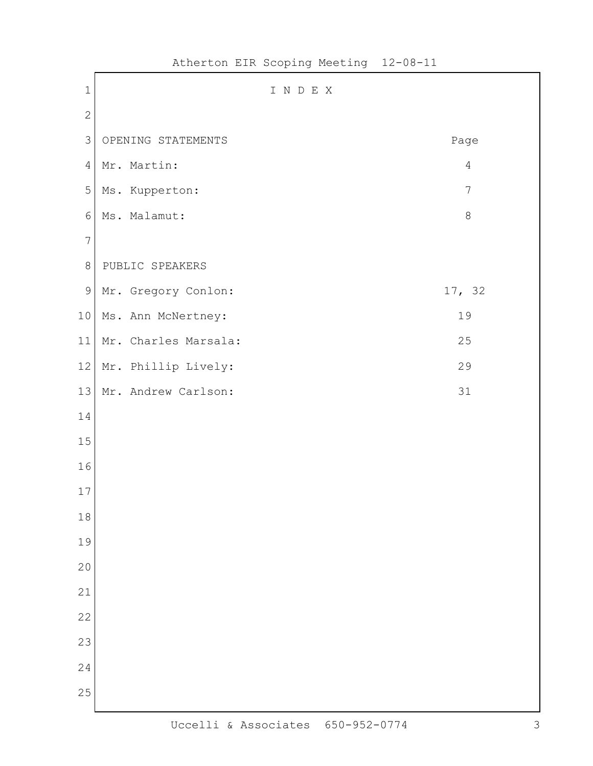# I N D E X

| OPENING STATEMENTS | Page |
|---|---|
| Mr. Martin: | 4 |
| Ms. Kupperton: | 7 |
| Ms. Malamut: | 8 |

| PUBLIC SPEAKERS | |
|---|---|
| Mr. Gregory Conlon: | 17, 32 |
| Ms. Ann McNertney: | 19 |
| Mr. Charles Marsala: | 25 |
| Mr. Phillip Lively: | 29 |
| Mr. Andrew Carlson: | 31 |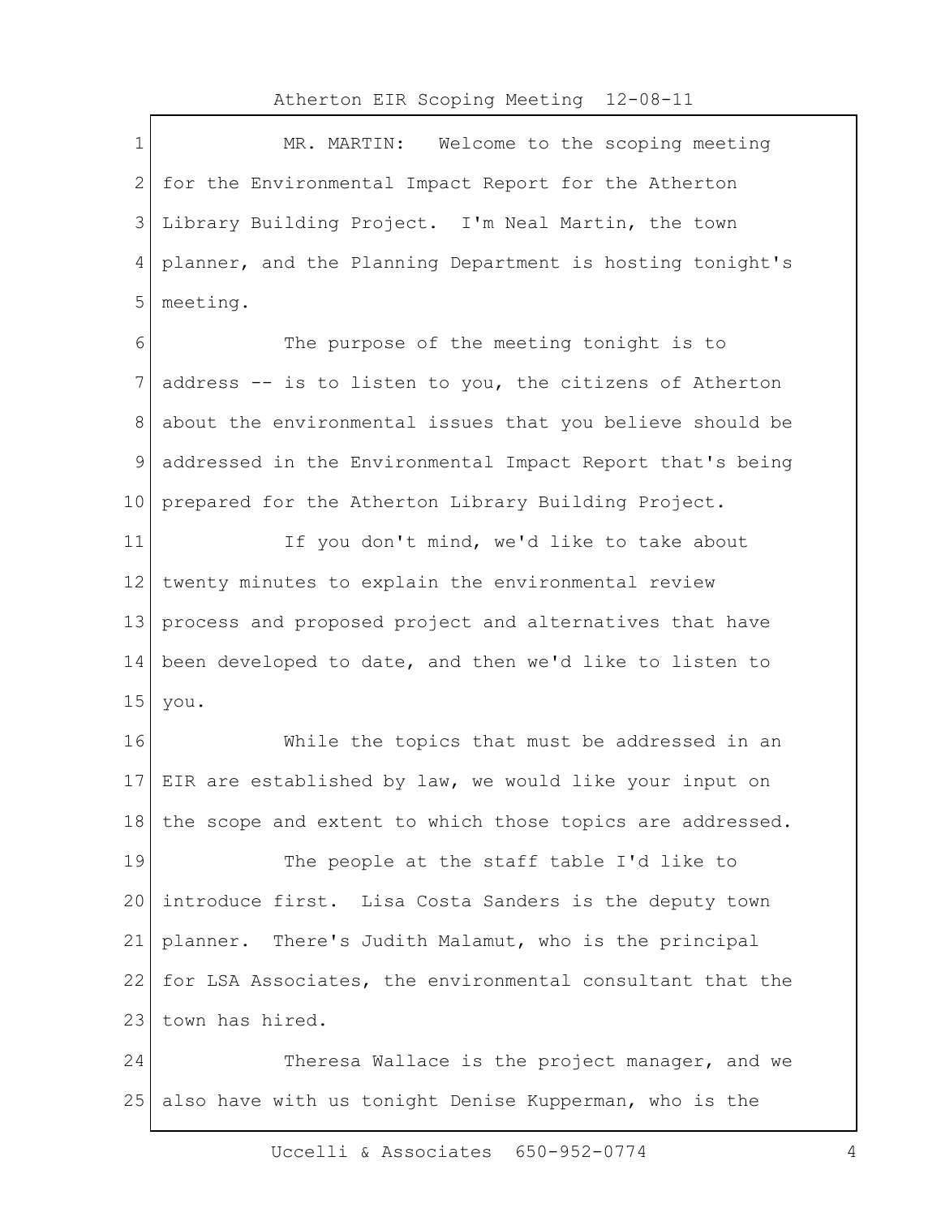MR. MARTIN: Welcome to the scoping meeting for the Environmental Impact Report for the Atherton Library Building Project. I'm Neal Martin, the town planner, and the Planning Department is hosting tonight's meeting.

The purpose of the meeting tonight is to address -- is to listen to you, the citizens of Atherton about the environmental issues that you believe should be addressed in the Environmental Impact Report that's being prepared for the Atherton Library Building Project.

If you don't mind, we'd like to take about twenty minutes to explain the environmental review process and proposed project and alternatives that have been developed to date, and then we'd like to listen to you.

While the topics that must be addressed in an EIR are established by law, we would like your input on the scope and extent to which those topics are addressed.

The people at the staff table I'd like to introduce first. Lisa Costa Sanders is the deputy town planner. There's Judith Malamut, who is the principal for LSA Associates, the environmental consultant that the town has hired.

Theresa Wallace is the project manager, and we also have with us tonight Denise Kupperman, who is the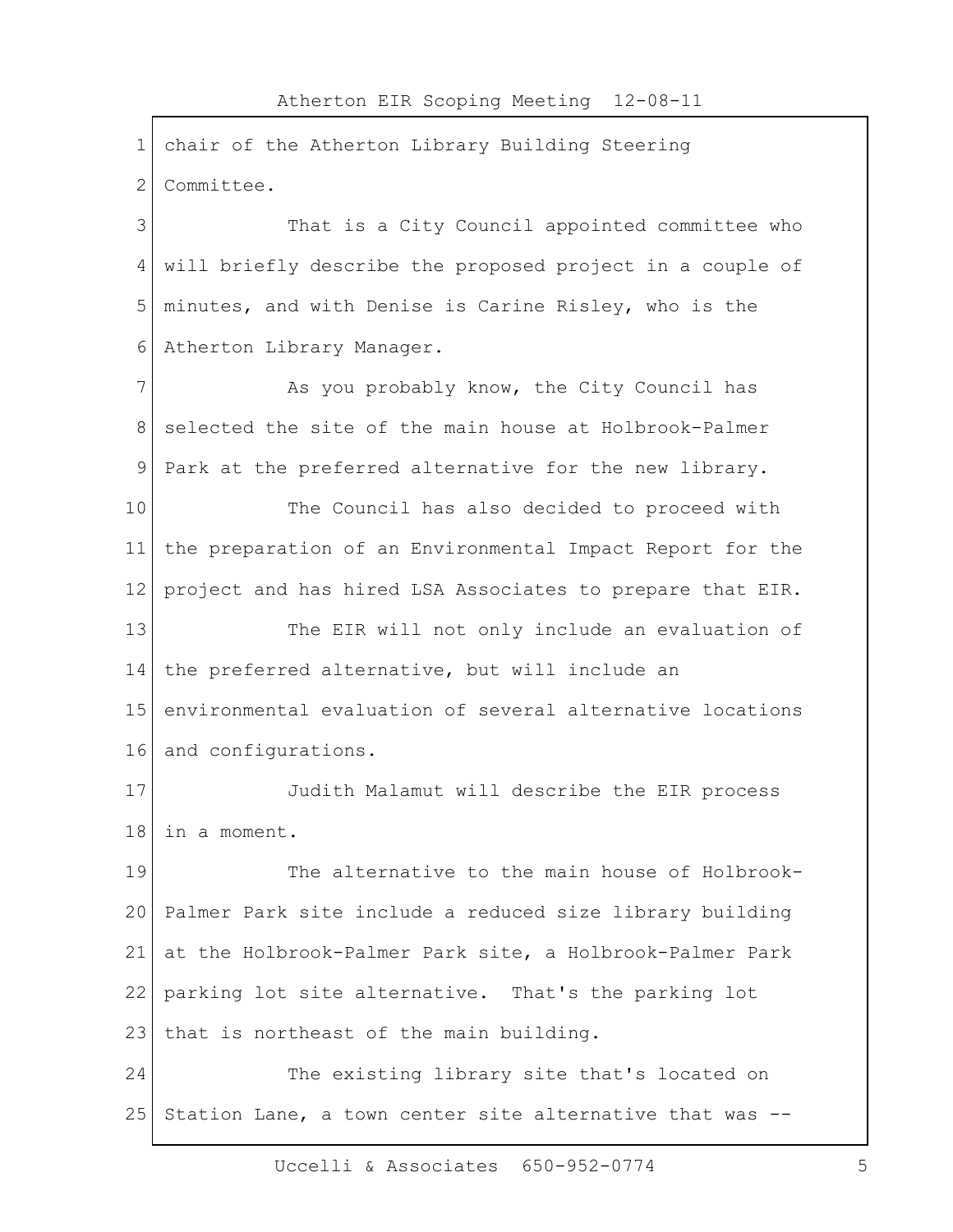chair of the Atherton Library Building Steering Committee.

That is a City Council appointed committee who will briefly describe the proposed project in a couple of minutes, and with Denise is Carine Risley, who is the Atherton Library Manager.

As you probably know, the City Council has selected the site of the main house at Holbrook-Palmer Park at the preferred alternative for the new library.

The Council has also decided to proceed with the preparation of an Environmental Impact Report for the project and has hired LSA Associates to prepare that EIR.

The EIR will not only include an evaluation of the preferred alternative, but will include an environmental evaluation of several alternative locations and configurations.

Judith Malamut will describe the EIR process in a moment.

The alternative to the main house of Holbrook-Palmer Park site include a reduced size library building at the Holbrook-Palmer Park site, a Holbrook-Palmer Park parking lot site alternative. That's the parking lot that is northeast of the main building.

The existing library site that's located on Station Lane, a town center site alternative that was --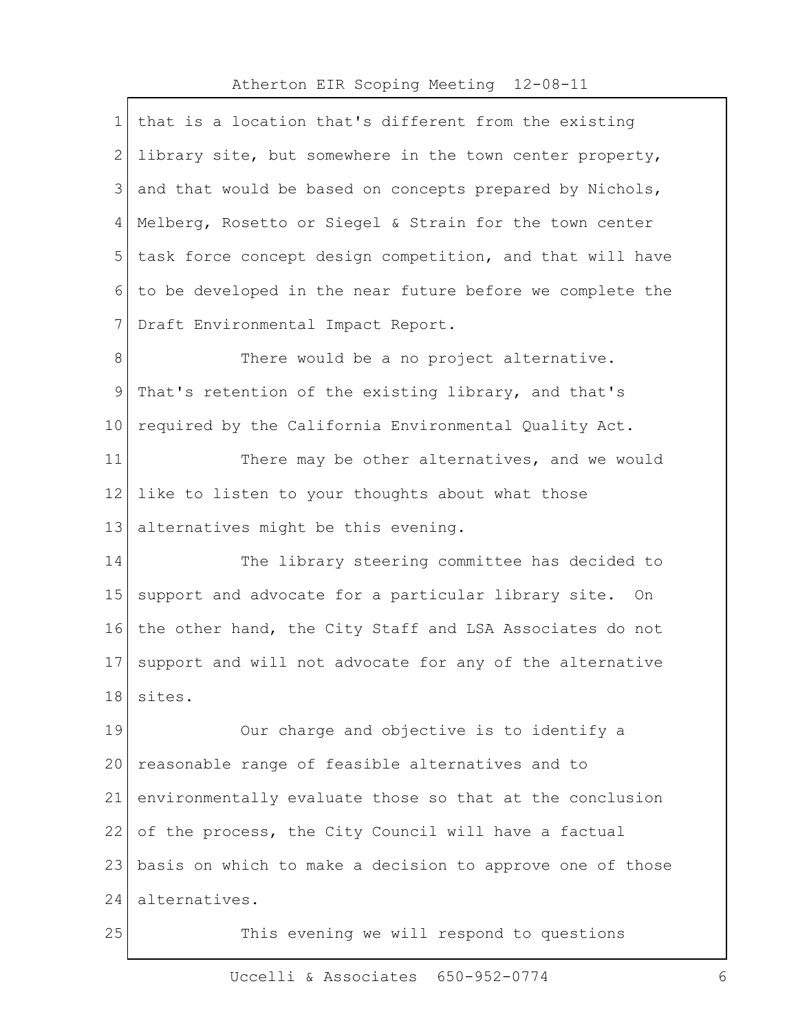that is a location that's different from the existing library site, but somewhere in the town center property, and that would be based on concepts prepared by Nichols, Melberg, Rosetto or Siegel & Strain for the town center task force concept design competition, and that will have to be developed in the near future before we complete the Draft Environmental Impact Report.

There would be a no project alternative. That's retention of the existing library, and that's required by the California Environmental Quality Act.

There may be other alternatives, and we would like to listen to your thoughts about what those alternatives might be this evening.

The library steering committee has decided to support and advocate for a particular library site. On the other hand, the City Staff and LSA Associates do not support and will not advocate for any of the alternative sites.

Our charge and objective is to identify a reasonable range of feasible alternatives and to environmentally evaluate those so that at the conclusion of the process, the City Council will have a factual basis on which to make a decision to approve one of those alternatives.

This evening we will respond to questions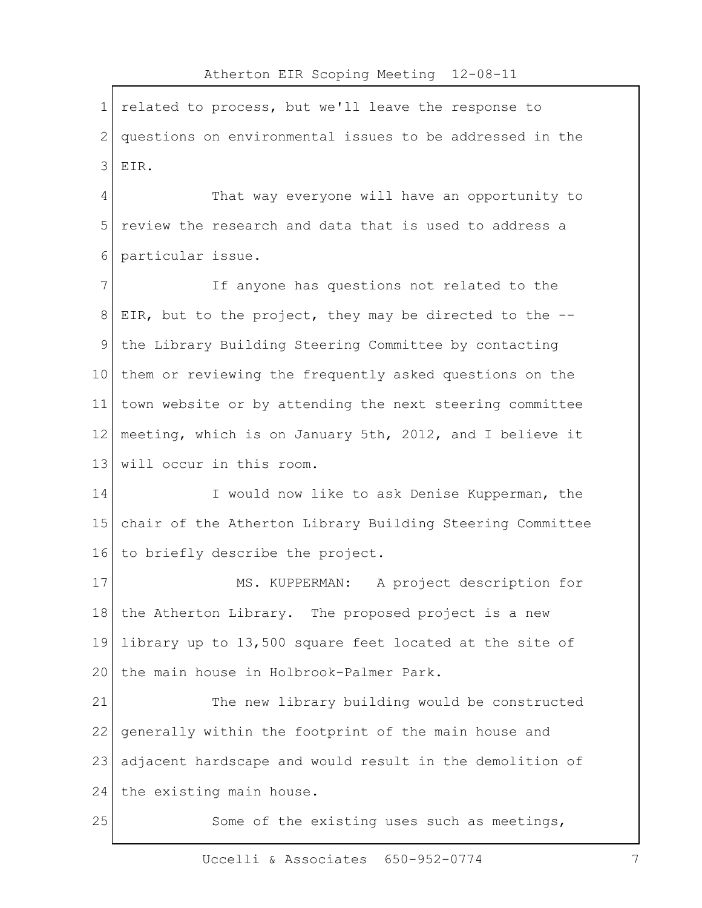related to process, but we'll leave the response to questions on environmental issues to be addressed in the EIR.

That way everyone will have an opportunity to review the research and data that is used to address a particular issue.

If anyone has questions not related to the EIR, but to the project, they may be directed to the -- the Library Building Steering Committee by contacting them or reviewing the frequently asked questions on the town website or by attending the next steering committee meeting, which is on January 5th, 2012, and I believe it will occur in this room.

I would now like to ask Denise Kupperman, the chair of the Atherton Library Building Steering Committee to briefly describe the project.

MS. KUPPERMAN: A project description for the Atherton Library. The proposed project is a new library up to 13,500 square feet located at the site of the main house in Holbrook-Palmer Park.

The new library building would be constructed generally within the footprint of the main house and adjacent hardscape and would result in the demolition of the existing main house.

Some of the existing uses such as meetings,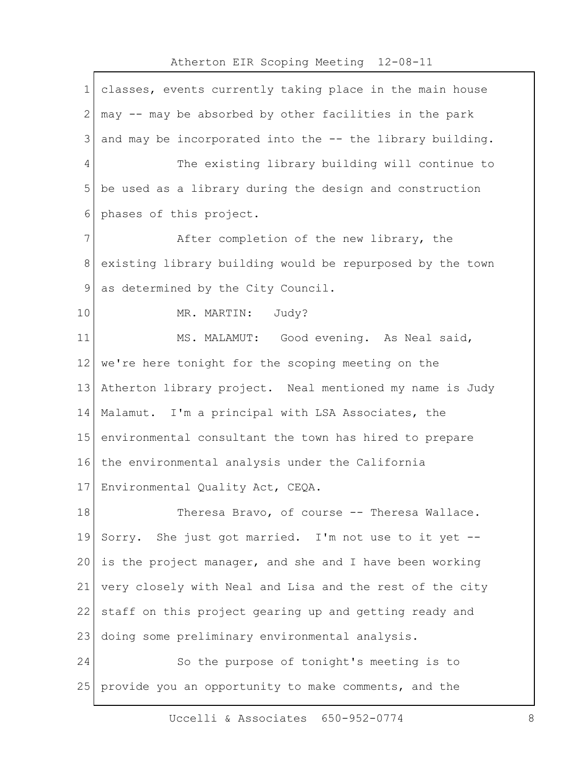classes, events currently taking place in the main house may -- may be absorbed by other facilities in the park and may be incorporated into the -- the library building.

The existing library building will continue to be used as a library during the design and construction phases of this project.

After completion of the new library, the existing library building would be repurposed by the town as determined by the City Council.

MR. MARTIN: Judy?

MS. MALAMUT: Good evening. As Neal said, we're here tonight for the scoping meeting on the Atherton library project. Neal mentioned my name is Judy Malamut. I'm a principal with LSA Associates, the environmental consultant the town has hired to prepare the environmental analysis under the California Environmental Quality Act, CEQA.

Theresa Bravo, of course -- Theresa Wallace. Sorry. She just got married. I'm not use to it yet -- is the project manager, and she and I have been working very closely with Neal and Lisa and the rest of the city staff on this project gearing up and getting ready and doing some preliminary environmental analysis.

So the purpose of tonight's meeting is to provide you an opportunity to make comments, and the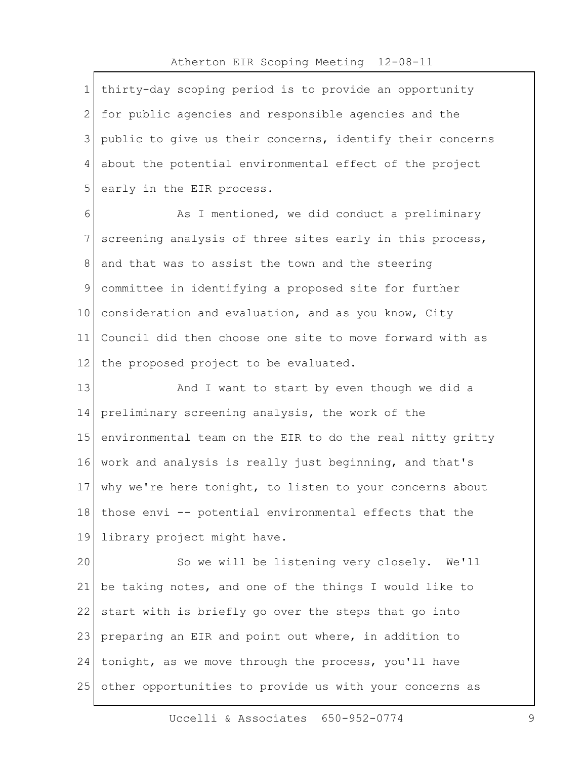thirty-day scoping period is to provide an opportunity for public agencies and responsible agencies and the public to give us their concerns, identify their concerns about the potential environmental effect of the project early in the EIR process.

As I mentioned, we did conduct a preliminary screening analysis of three sites early in this process, and that was to assist the town and the steering committee in identifying a proposed site for further consideration and evaluation, and as you know, City Council did then choose one site to move forward with as the proposed project to be evaluated.

And I want to start by even though we did a preliminary screening analysis, the work of the environmental team on the EIR to do the real nitty gritty work and analysis is really just beginning, and that's why we're here tonight, to listen to your concerns about those envi -- potential environmental effects that the library project might have.

So we will be listening very closely. We'll be taking notes, and one of the things I would like to start with is briefly go over the steps that go into preparing an EIR and point out where, in addition to tonight, as we move through the process, you'll have other opportunities to provide us with your concerns as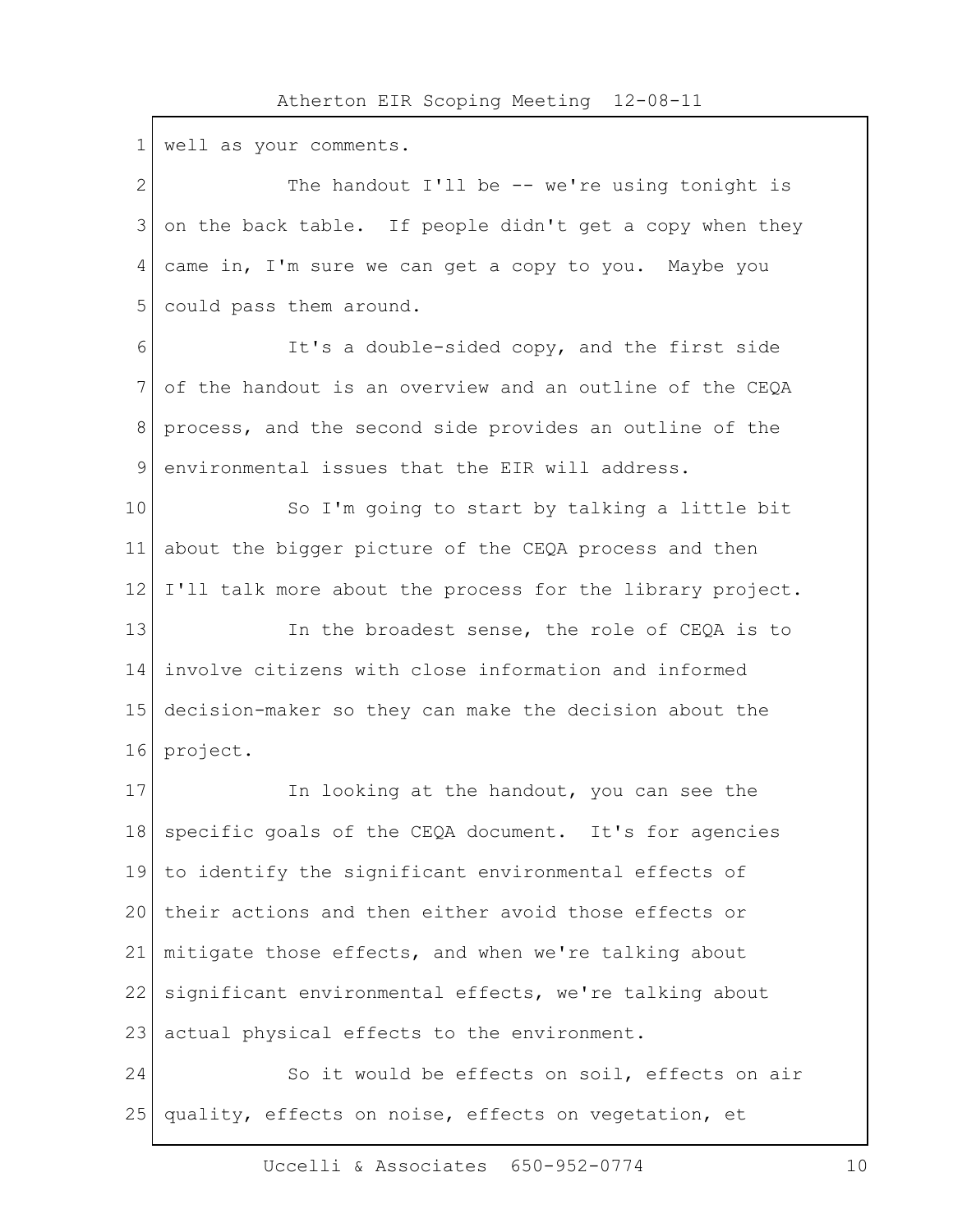well as your comments.

The handout I'll be -- we're using tonight is on the back table. If people didn't get a copy when they came in, I'm sure we can get a copy to you. Maybe you could pass them around.

It's a double-sided copy, and the first side of the handout is an overview and an outline of the CEQA process, and the second side provides an outline of the environmental issues that the EIR will address.

So I'm going to start by talking a little bit about the bigger picture of the CEQA process and then I'll talk more about the process for the library project.

In the broadest sense, the role of CEQA is to involve citizens with close information and informed decision-maker so they can make the decision about the project.

In looking at the handout, you can see the specific goals of the CEQA document. It's for agencies to identify the significant environmental effects of their actions and then either avoid those effects or mitigate those effects, and when we're talking about significant environmental effects, we're talking about actual physical effects to the environment.

So it would be effects on soil, effects on air quality, effects on noise, effects on vegetation, et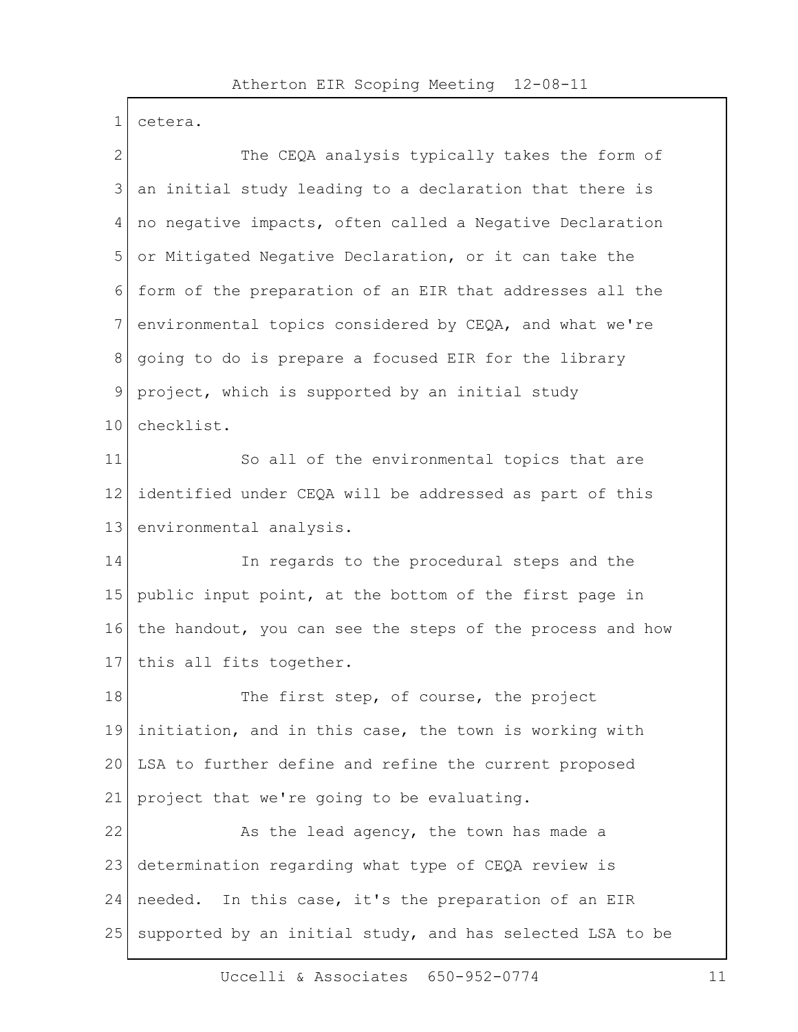cetera.

The CEQA analysis typically takes the form of an initial study leading to a declaration that there is no negative impacts, often called a Negative Declaration or Mitigated Negative Declaration, or it can take the form of the preparation of an EIR that addresses all the environmental topics considered by CEQA, and what we're going to do is prepare a focused EIR for the library project, which is supported by an initial study checklist.

So all of the environmental topics that are identified under CEQA will be addressed as part of this environmental analysis.

In regards to the procedural steps and the public input point, at the bottom of the first page in the handout, you can see the steps of the process and how this all fits together.

The first step, of course, the project initiation, and in this case, the town is working with LSA to further define and refine the current proposed project that we're going to be evaluating.

As the lead agency, the town has made a determination regarding what type of CEQA review is needed. In this case, it's the preparation of an EIR supported by an initial study, and has selected LSA to be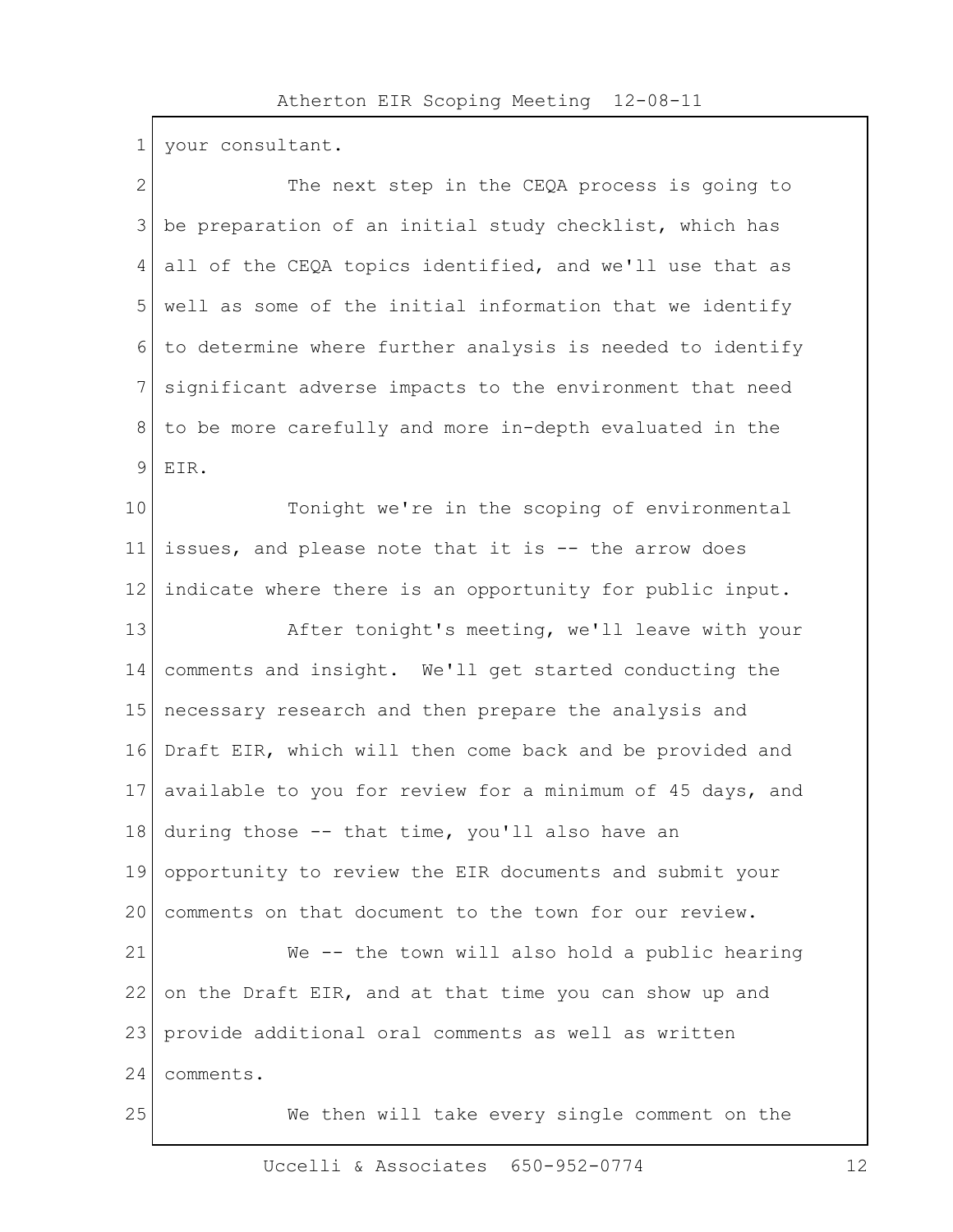your consultant.

The next step in the CEQA process is going to be preparation of an initial study checklist, which has all of the CEQA topics identified, and we'll use that as well as some of the initial information that we identify to determine where further analysis is needed to identify significant adverse impacts to the environment that need to be more carefully and more in-depth evaluated in the EIR.

Tonight we're in the scoping of environmental issues, and please note that it is -- the arrow does indicate where there is an opportunity for public input.

After tonight's meeting, we'll leave with your comments and insight. We'll get started conducting the necessary research and then prepare the analysis and Draft EIR, which will then come back and be provided and available to you for review for a minimum of 45 days, and during those -- that time, you'll also have an opportunity to review the EIR documents and submit your comments on that document to the town for our review.

We -- the town will also hold a public hearing on the Draft EIR, and at that time you can show up and provide additional oral comments as well as written comments.

We then will take every single comment on the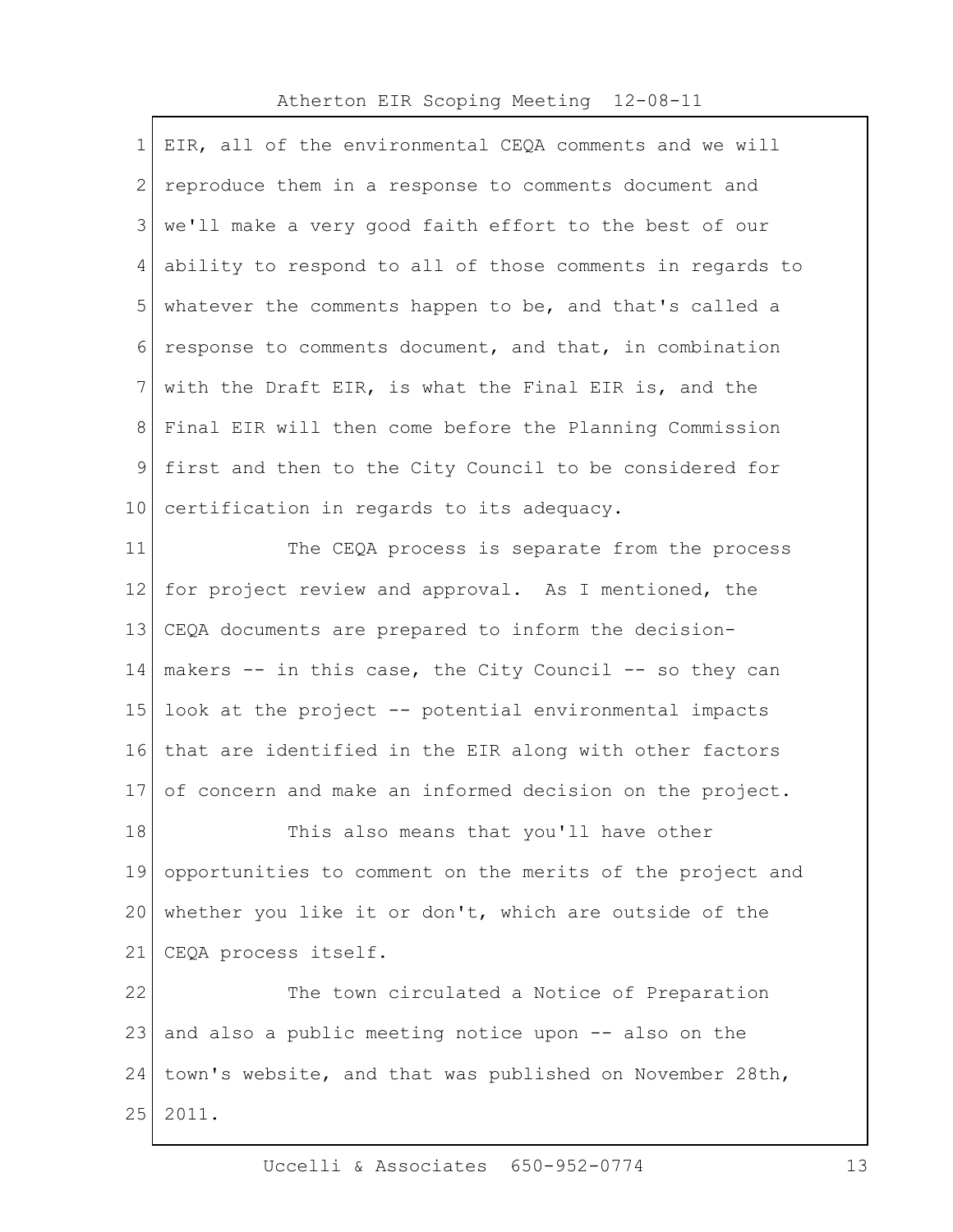EIR, all of the environmental CEQA comments and we will reproduce them in a response to comments document and we'll make a very good faith effort to the best of our ability to respond to all of those comments in regards to whatever the comments happen to be, and that's called a response to comments document, and that, in combination with the Draft EIR, is what the Final EIR is, and the Final EIR will then come before the Planning Commission first and then to the City Council to be considered for certification in regards to its adequacy.

The CEQA process is separate from the process for project review and approval. As I mentioned, the CEQA documents are prepared to inform the decision-makers -- in this case, the City Council -- so they can look at the project -- potential environmental impacts that are identified in the EIR along with other factors of concern and make an informed decision on the project.

This also means that you'll have other opportunities to comment on the merits of the project and whether you like it or don't, which are outside of the CEQA process itself.

The town circulated a Notice of Preparation and also a public meeting notice upon -- also on the town's website, and that was published on November 28th, 2011.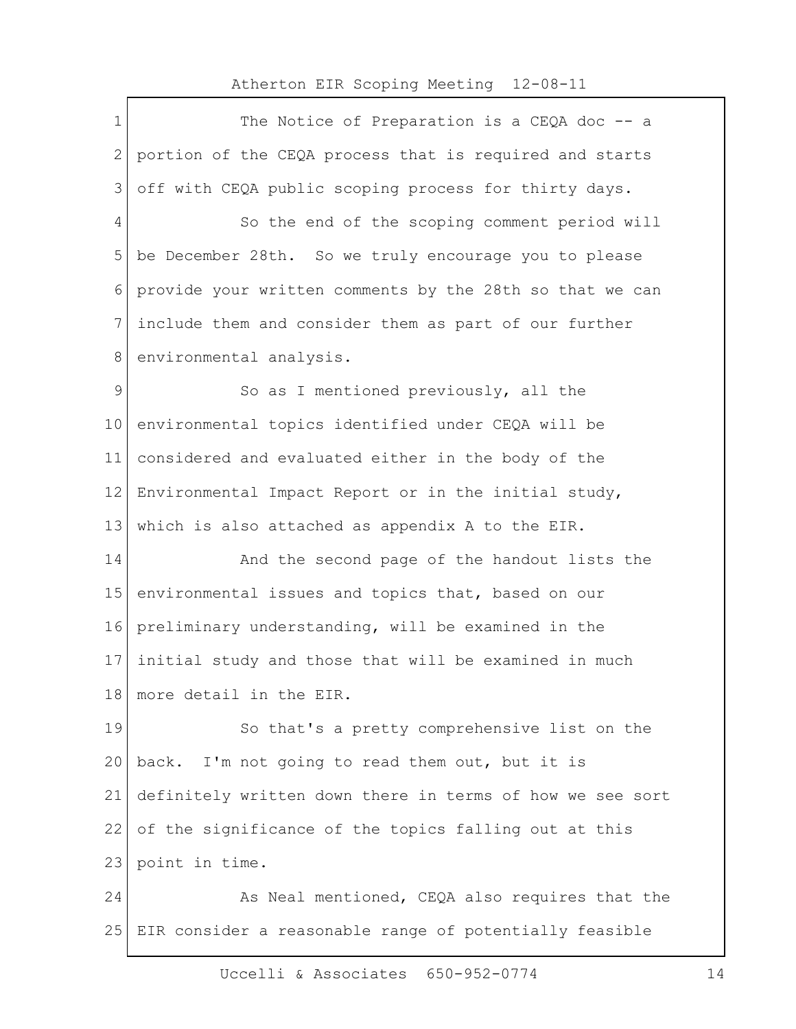The Notice of Preparation is a CEQA doc -- a portion of the CEQA process that is required and starts off with CEQA public scoping process for thirty days.

So the end of the scoping comment period will be December 28th. So we truly encourage you to please provide your written comments by the 28th so that we can include them and consider them as part of our further environmental analysis.

So as I mentioned previously, all the environmental topics identified under CEQA will be considered and evaluated either in the body of the Environmental Impact Report or in the initial study, which is also attached as appendix A to the EIR.

And the second page of the handout lists the environmental issues and topics that, based on our preliminary understanding, will be examined in the initial study and those that will be examined in much more detail in the EIR.

So that's a pretty comprehensive list on the back. I'm not going to read them out, but it is definitely written down there in terms of how we see sort of the significance of the topics falling out at this point in time.

As Neal mentioned, CEQA also requires that the EIR consider a reasonable range of potentially feasible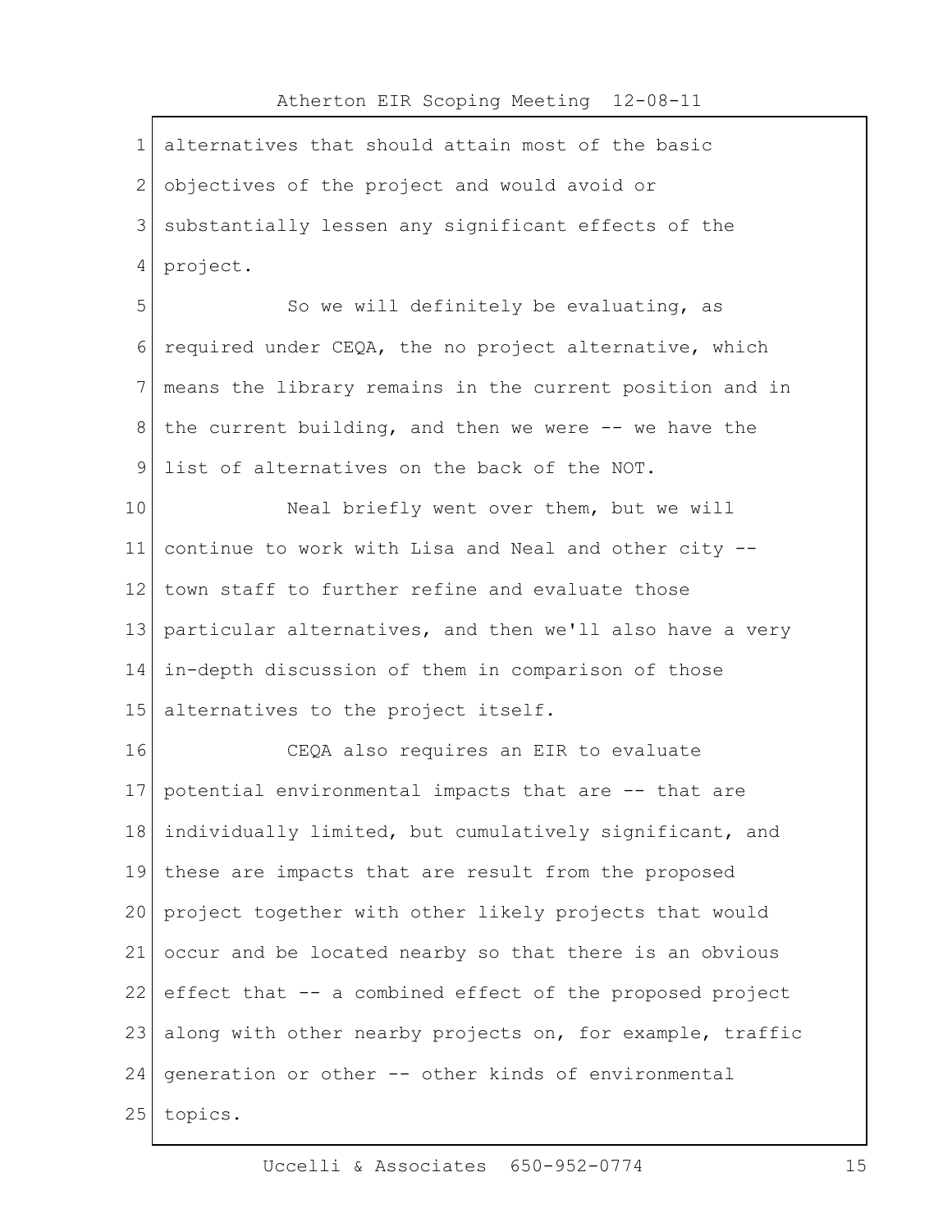alternatives that should attain most of the basic objectives of the project and would avoid or substantially lessen any significant effects of the project.

So we will definitely be evaluating, as required under CEQA, the no project alternative, which means the library remains in the current position and in the current building, and then we were -- we have the list of alternatives on the back of the NOT.

Neal briefly went over them, but we will continue to work with Lisa and Neal and other city -- town staff to further refine and evaluate those particular alternatives, and then we'll also have a very in-depth discussion of them in comparison of those alternatives to the project itself.

CEQA also requires an EIR to evaluate potential environmental impacts that are -- that are individually limited, but cumulatively significant, and these are impacts that are result from the proposed project together with other likely projects that would occur and be located nearby so that there is an obvious effect that -- a combined effect of the proposed project along with other nearby projects on, for example, traffic generation or other -- other kinds of environmental topics.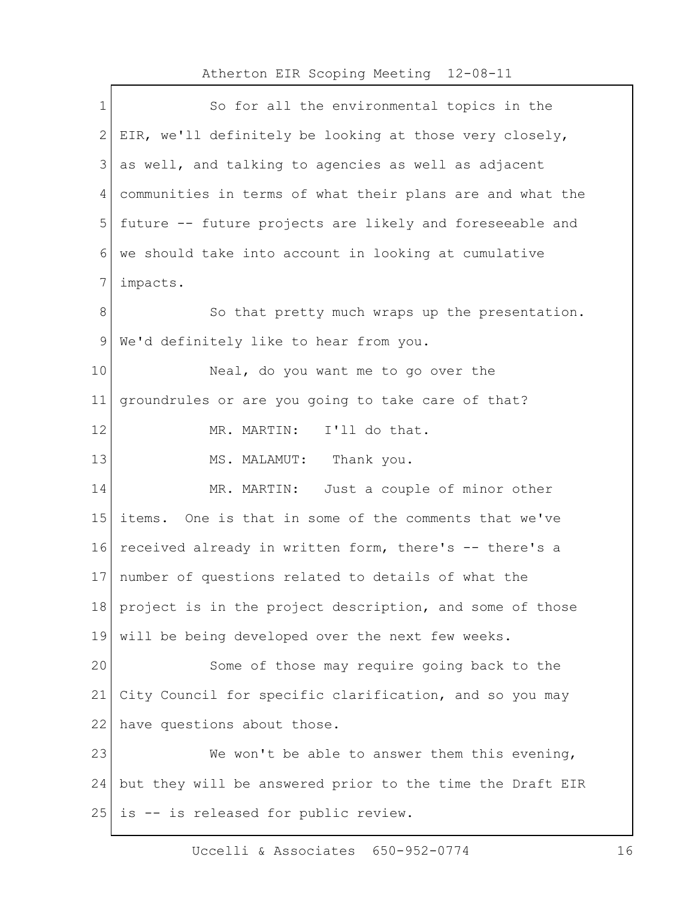So for all the environmental topics in the EIR, we'll definitely be looking at those very closely, as well, and talking to agencies as well as adjacent communities in terms of what their plans are and what the future -- future projects are likely and foreseeable and we should take into account in looking at cumulative impacts.

So that pretty much wraps up the presentation. We'd definitely like to hear from you.

Neal, do you want me to go over the groundrules or are you going to take care of that?

MR. MARTIN: I'll do that.

MS. MALAMUT: Thank you.

MR. MARTIN: Just a couple of minor other items. One is that in some of the comments that we've received already in written form, there's -- there's a number of questions related to details of what the project is in the project description, and some of those will be being developed over the next few weeks.

Some of those may require going back to the City Council for specific clarification, and so you may have questions about those.

We won't be able to answer them this evening, but they will be answered prior to the time the Draft EIR is -- is released for public review.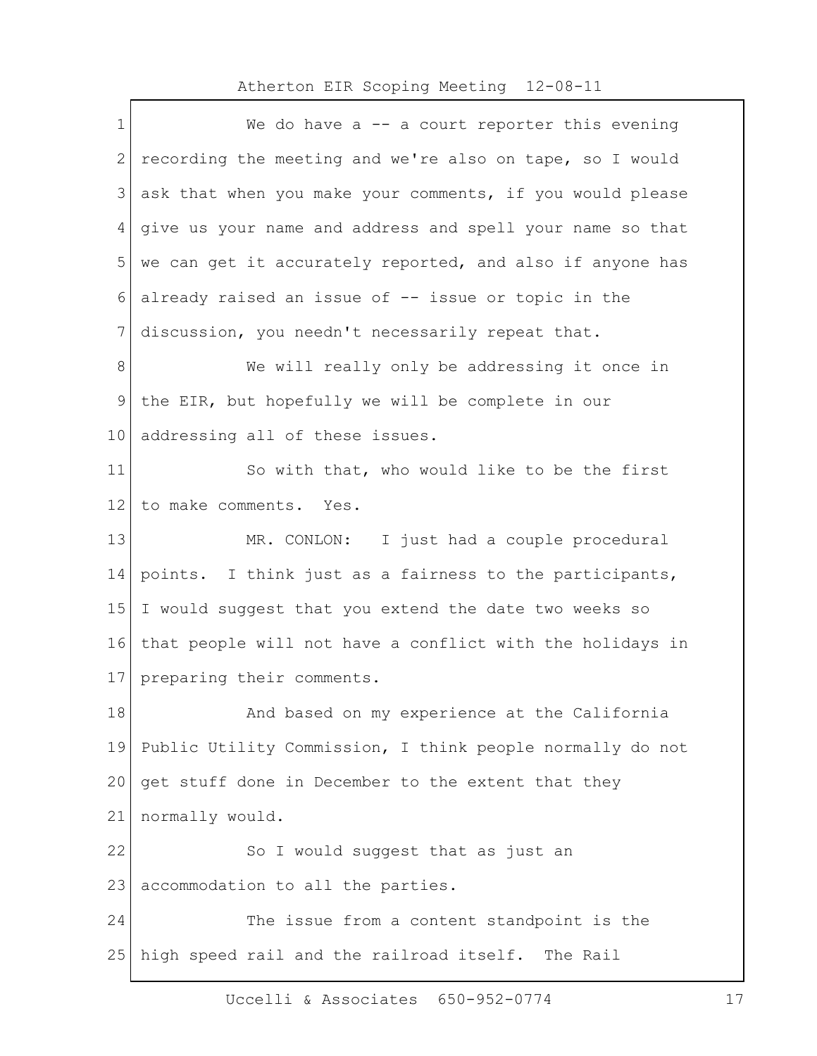We do have a -- a court reporter this evening recording the meeting and we're also on tape, so I would ask that when you make your comments, if you would please give us your name and address and spell your name so that we can get it accurately reported, and also if anyone has already raised an issue of -- issue or topic in the discussion, you needn't necessarily repeat that.

We will really only be addressing it once in the EIR, but hopefully we will be complete in our addressing all of these issues.

So with that, who would like to be the first to make comments. Yes.

MR. CONLON: I just had a couple procedural points. I think just as a fairness to the participants, I would suggest that you extend the date two weeks so that people will not have a conflict with the holidays in preparing their comments.

And based on my experience at the California Public Utility Commission, I think people normally do not get stuff done in December to the extent that they normally would.

So I would suggest that as just an accommodation to all the parties.

The issue from a content standpoint is the high speed rail and the railroad itself. The Rail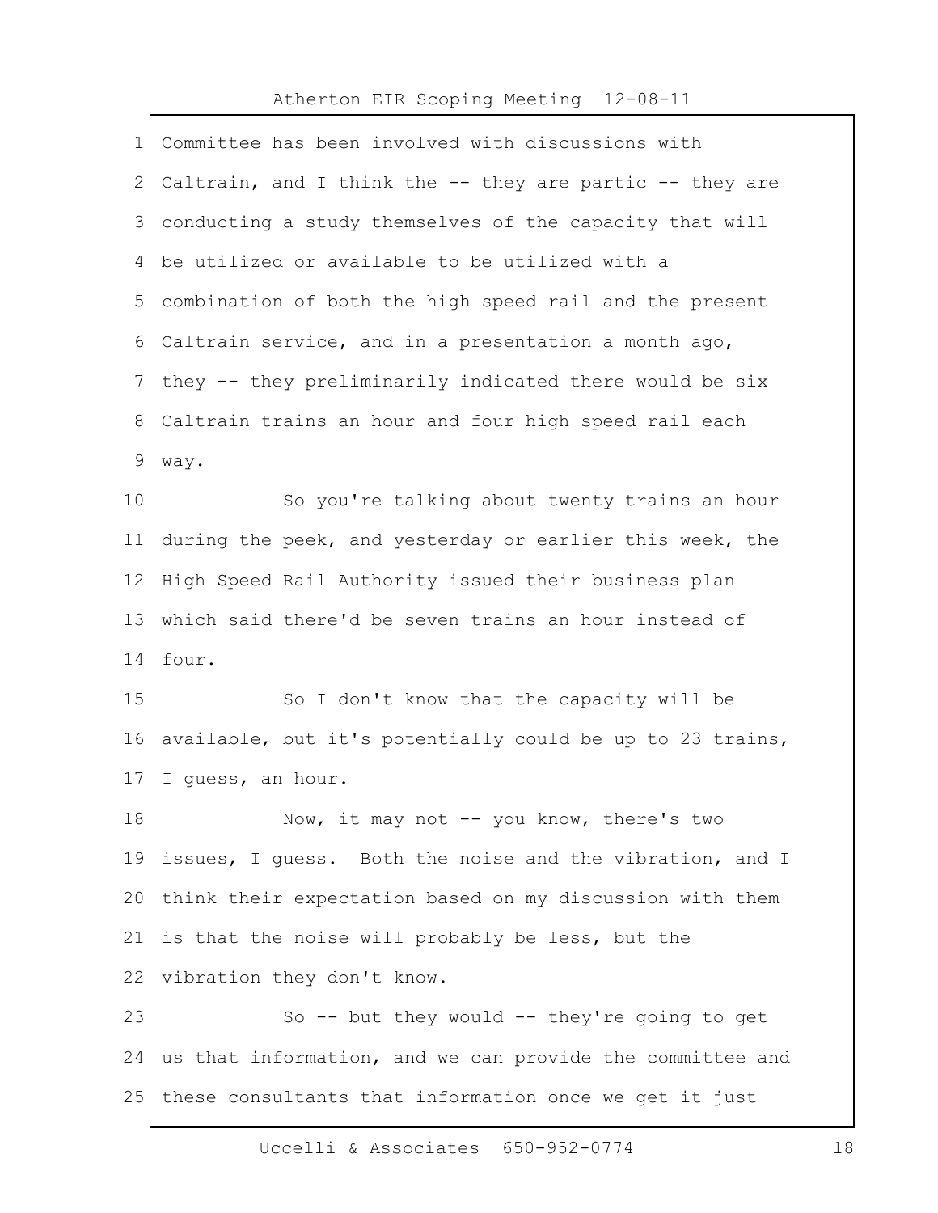Committee has been involved with discussions with Caltrain, and I think the -- they are partic -- they are conducting a study themselves of the capacity that will be utilized or available to be utilized with a combination of both the high speed rail and the present Caltrain service, and in a presentation a month ago, they -- they preliminarily indicated there would be six Caltrain trains an hour and four high speed rail each way.

So you're talking about twenty trains an hour during the peek, and yesterday or earlier this week, the High Speed Rail Authority issued their business plan which said there'd be seven trains an hour instead of four.

So I don't know that the capacity will be available, but it's potentially could be up to 23 trains, I guess, an hour.

Now, it may not -- you know, there's two issues, I guess. Both the noise and the vibration, and I think their expectation based on my discussion with them is that the noise will probably be less, but the vibration they don't know.

So -- but they would -- they're going to get us that information, and we can provide the committee and these consultants that information once we get it just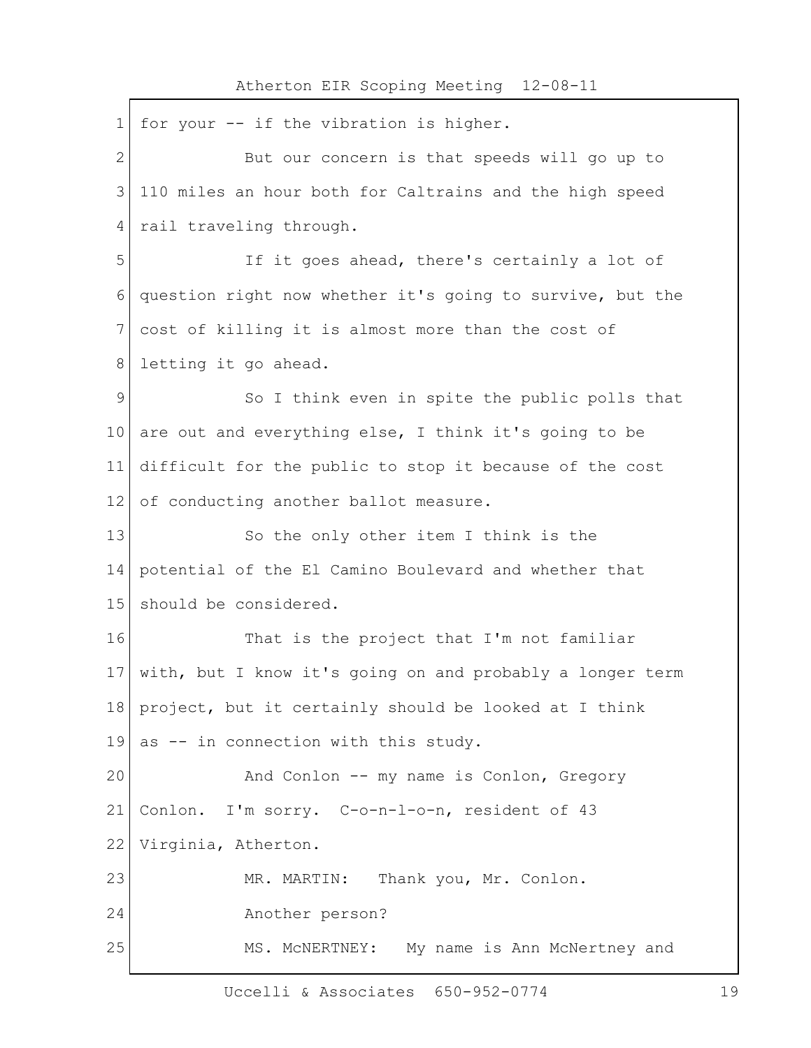for your -- if the vibration is higher.

But our concern is that speeds will go up to 110 miles an hour both for Caltrains and the high speed rail traveling through.

If it goes ahead, there's certainly a lot of question right now whether it's going to survive, but the cost of killing it is almost more than the cost of letting it go ahead.

So I think even in spite the public polls that are out and everything else, I think it's going to be difficult for the public to stop it because of the cost of conducting another ballot measure.

So the only other item I think is the potential of the El Camino Boulevard and whether that should be considered.

That is the project that I'm not familiar with, but I know it's going on and probably a longer term project, but it certainly should be looked at I think as -- in connection with this study.

And Conlon -- my name is Conlon, Gregory Conlon. I'm sorry. C-o-n-l-o-n, resident of 43 Virginia, Atherton.

MR. MARTIN: Thank you, Mr. Conlon.

Another person?

MS. McNERTNEY: My name is Ann McNertney and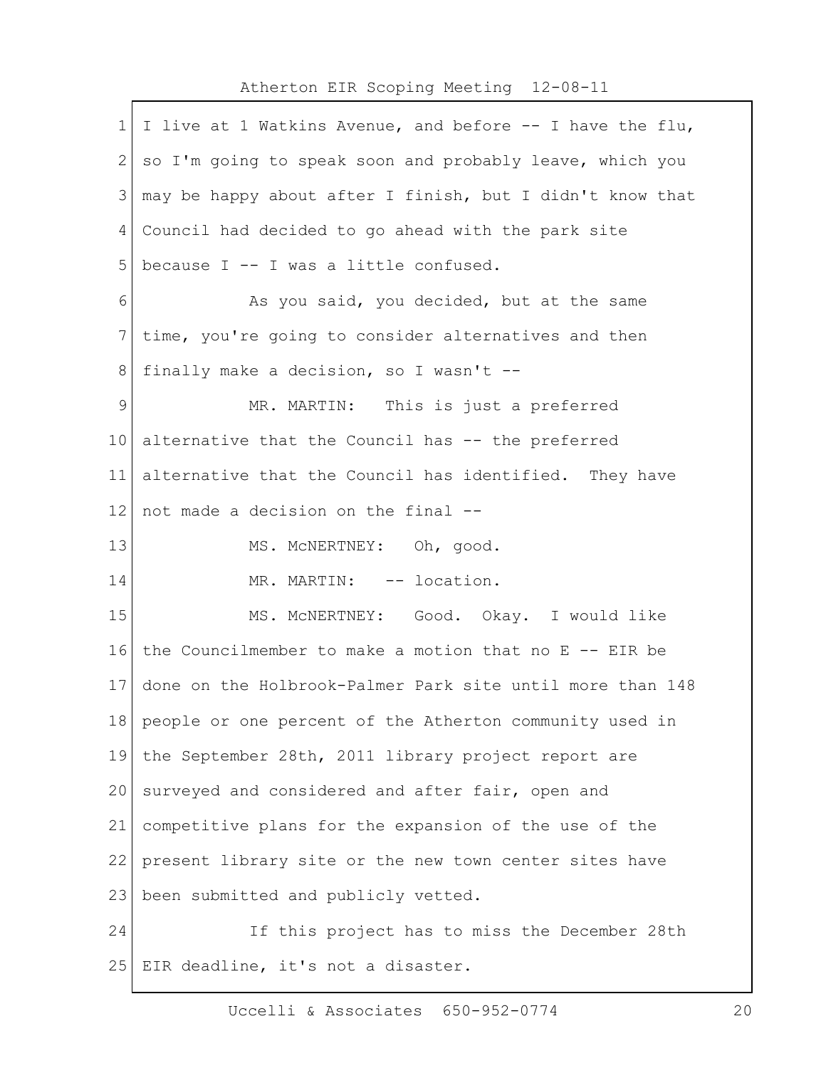I live at 1 Watkins Avenue, and before -- I have the flu, so I'm going to speak soon and probably leave, which you may be happy about after I finish, but I didn't know that Council had decided to go ahead with the park site because I -- I was a little confused.

As you said, you decided, but at the same time, you're going to consider alternatives and then finally make a decision, so I wasn't --

MR. MARTIN: This is just a preferred alternative that the Council has -- the preferred alternative that the Council has identified. They have not made a decision on the final --

MS. McNERTNEY: Oh, good.

MR. MARTIN: -- location.

MS. McNERTNEY: Good. Okay. I would like the Councilmember to make a motion that no E -- EIR be done on the Holbrook-Palmer Park site until more than 148 people or one percent of the Atherton community used in the September 28th, 2011 library project report are surveyed and considered and after fair, open and competitive plans for the expansion of the use of the present library site or the new town center sites have been submitted and publicly vetted.

If this project has to miss the December 28th EIR deadline, it's not a disaster.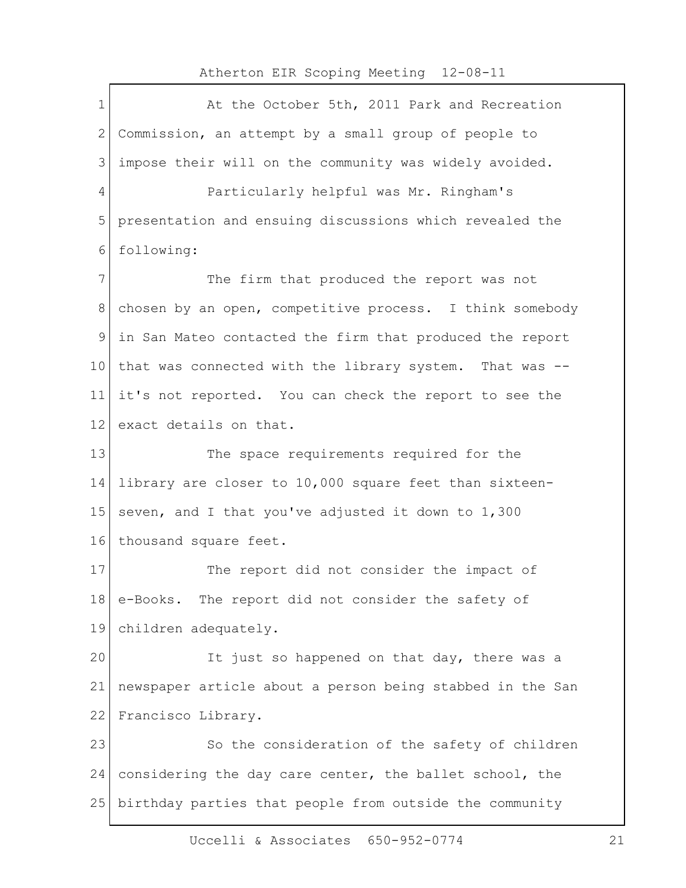At the October 5th, 2011 Park and Recreation Commission, an attempt by a small group of people to impose their will on the community was widely avoided.

Particularly helpful was Mr. Ringham's presentation and ensuing discussions which revealed the following:

The firm that produced the report was not chosen by an open, competitive process. I think somebody in San Mateo contacted the firm that produced the report that was connected with the library system. That was -- it's not reported. You can check the report to see the exact details on that.

The space requirements required for the library are closer to 10,000 square feet than sixteen-seven, and I that you've adjusted it down to 1,300 thousand square feet.

The report did not consider the impact of e-Books. The report did not consider the safety of children adequately.

It just so happened on that day, there was a newspaper article about a person being stabbed in the San Francisco Library.

So the consideration of the safety of children considering the day care center, the ballet school, the birthday parties that people from outside the community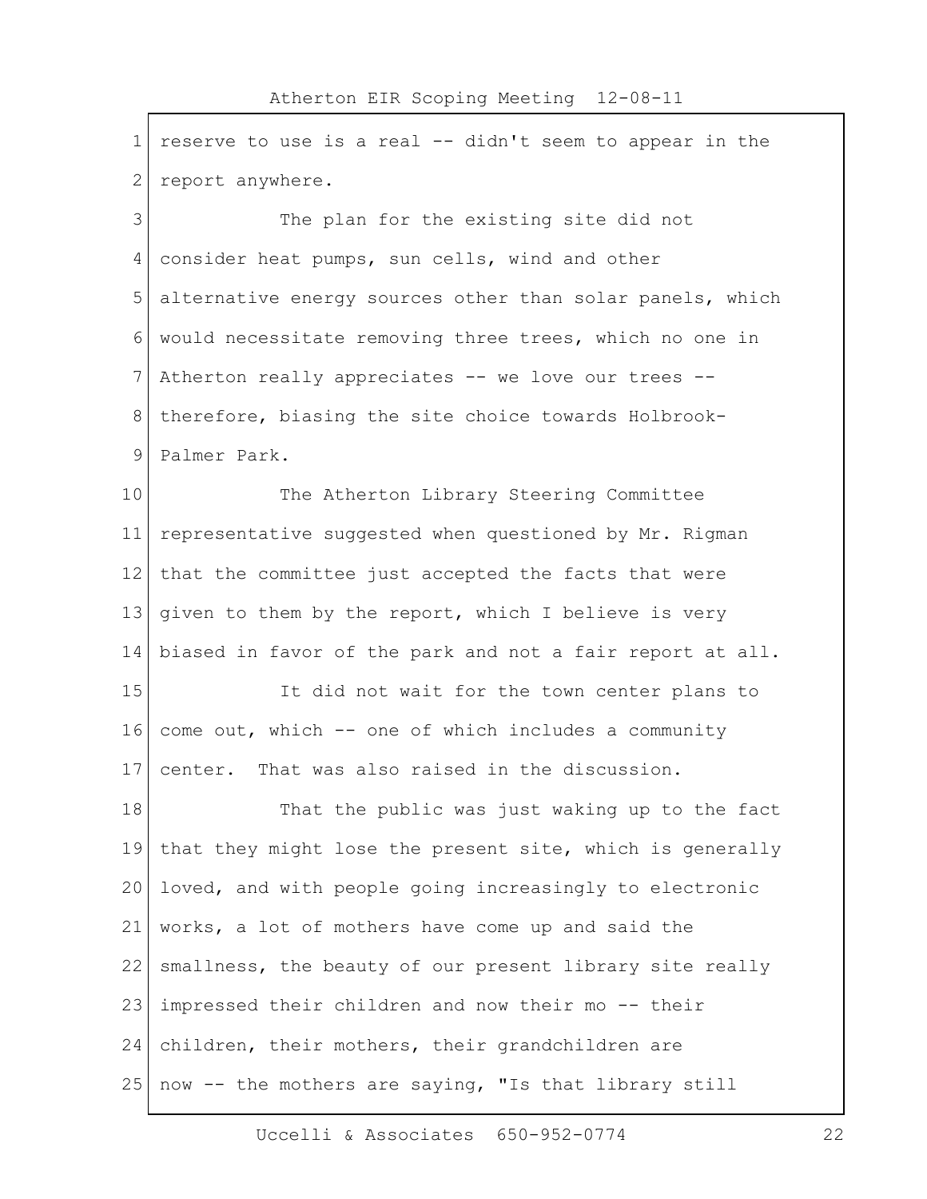reserve to use is a real -- didn't seem to appear in the report anywhere.

The plan for the existing site did not consider heat pumps, sun cells, wind and other alternative energy sources other than solar panels, which would necessitate removing three trees, which no one in Atherton really appreciates -- we love our trees -- therefore, biasing the site choice towards Holbrook-Palmer Park.

The Atherton Library Steering Committee representative suggested when questioned by Mr. Rigman that the committee just accepted the facts that were given to them by the report, which I believe is very biased in favor of the park and not a fair report at all.

It did not wait for the town center plans to come out, which -- one of which includes a community center. That was also raised in the discussion.

That the public was just waking up to the fact that they might lose the present site, which is generally loved, and with people going increasingly to electronic works, a lot of mothers have come up and said the smallness, the beauty of our present library site really impressed their children and now their mo -- their children, their mothers, their grandchildren are now -- the mothers are saying, "Is that library still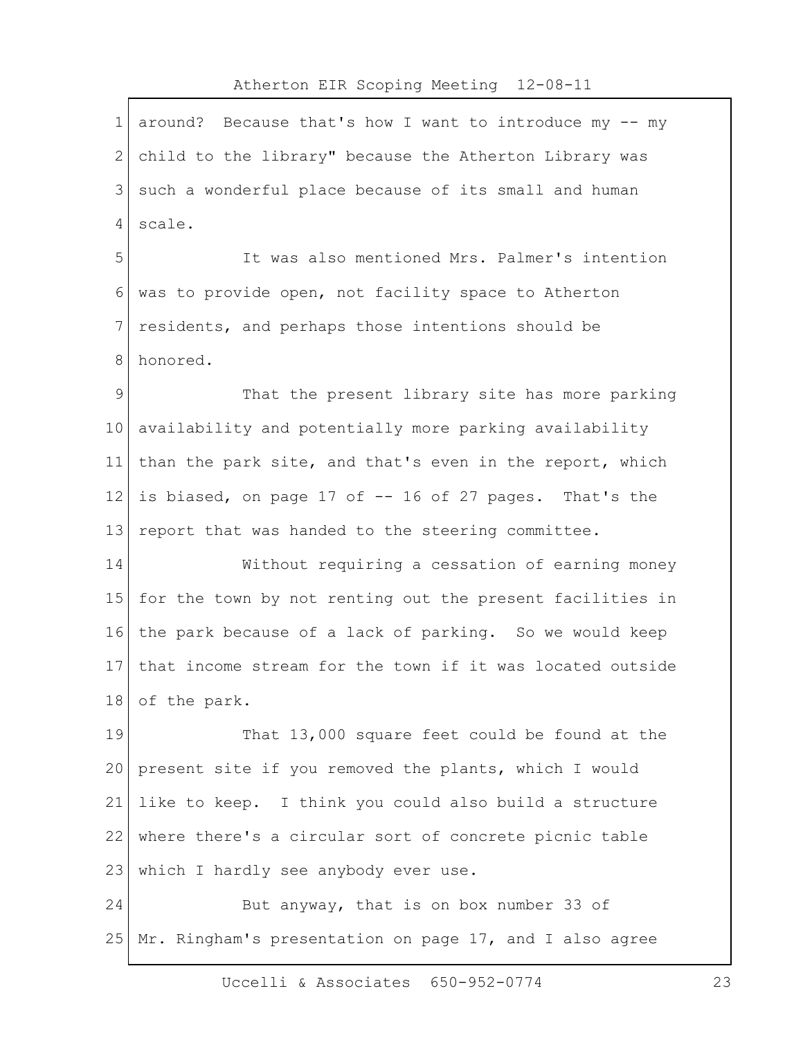around? Because that's how I want to introduce my -- my child to the library" because the Atherton Library was such a wonderful place because of its small and human scale.

It was also mentioned Mrs. Palmer's intention was to provide open, not facility space to Atherton residents, and perhaps those intentions should be honored.

That the present library site has more parking availability and potentially more parking availability than the park site, and that's even in the report, which is biased, on page 17 of -- 16 of 27 pages. That's the report that was handed to the steering committee.

Without requiring a cessation of earning money for the town by not renting out the present facilities in the park because of a lack of parking. So we would keep that income stream for the town if it was located outside of the park.

That 13,000 square feet could be found at the present site if you removed the plants, which I would like to keep. I think you could also build a structure where there's a circular sort of concrete picnic table which I hardly see anybody ever use.

But anyway, that is on box number 33 of Mr. Ringham's presentation on page 17, and I also agree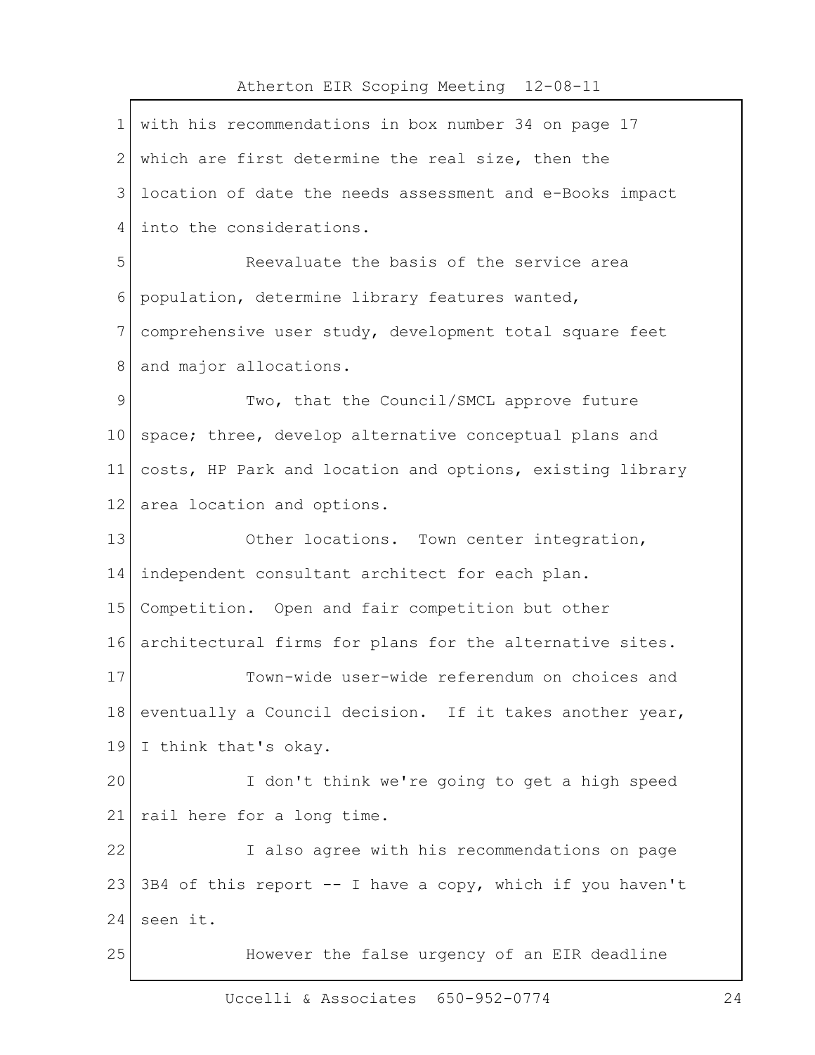with his recommendations in box number 34 on page 17 which are first determine the real size, then the location of date the needs assessment and e-Books impact into the considerations.

Reevaluate the basis of the service area population, determine library features wanted, comprehensive user study, development total square feet and major allocations.

Two, that the Council/SMCL approve future space; three, develop alternative conceptual plans and costs, HP Park and location and options, existing library area location and options.

Other locations. Town center integration, independent consultant architect for each plan. Competition. Open and fair competition but other architectural firms for plans for the alternative sites.

Town-wide user-wide referendum on choices and eventually a Council decision. If it takes another year, I think that's okay.

I don't think we're going to get a high speed rail here for a long time.

I also agree with his recommendations on page 3B4 of this report -- I have a copy, which if you haven't seen it.

However the false urgency of an EIR deadline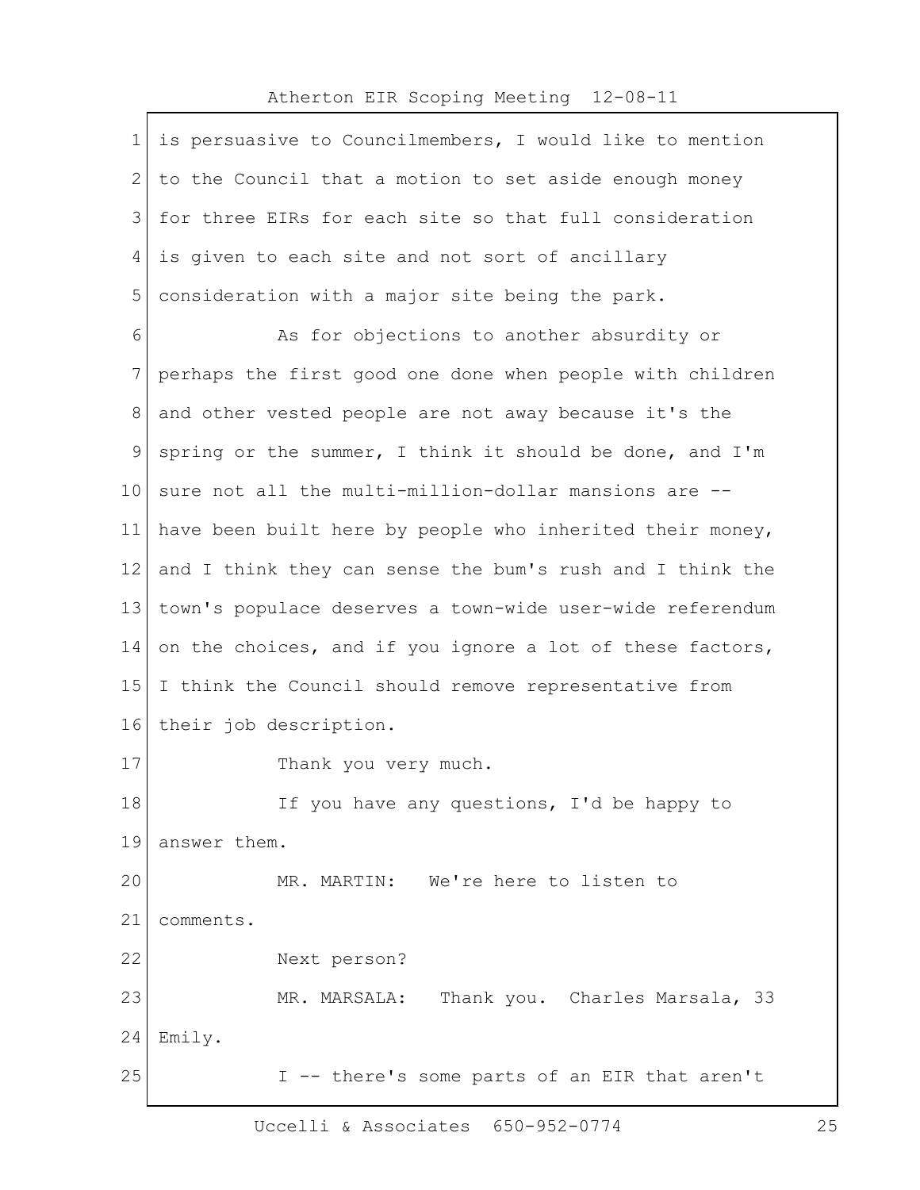is persuasive to Councilmembers, I would like to mention to the Council that a motion to set aside enough money for three EIRs for each site so that full consideration is given to each site and not sort of ancillary consideration with a major site being the park.

As for objections to another absurdity or perhaps the first good one done when people with children and other vested people are not away because it's the spring or the summer, I think it should be done, and I'm sure not all the multi-million-dollar mansions are -- have been built here by people who inherited their money, and I think they can sense the bum's rush and I think the town's populace deserves a town-wide user-wide referendum on the choices, and if you ignore a lot of these factors, I think the Council should remove representative from their job description.

Thank you very much.

If you have any questions, I'd be happy to answer them.

MR. MARTIN: We're here to listen to comments.

Next person?

MR. MARSALA: Thank you. Charles Marsala, 33 Emily.

I -- there's some parts of an EIR that aren't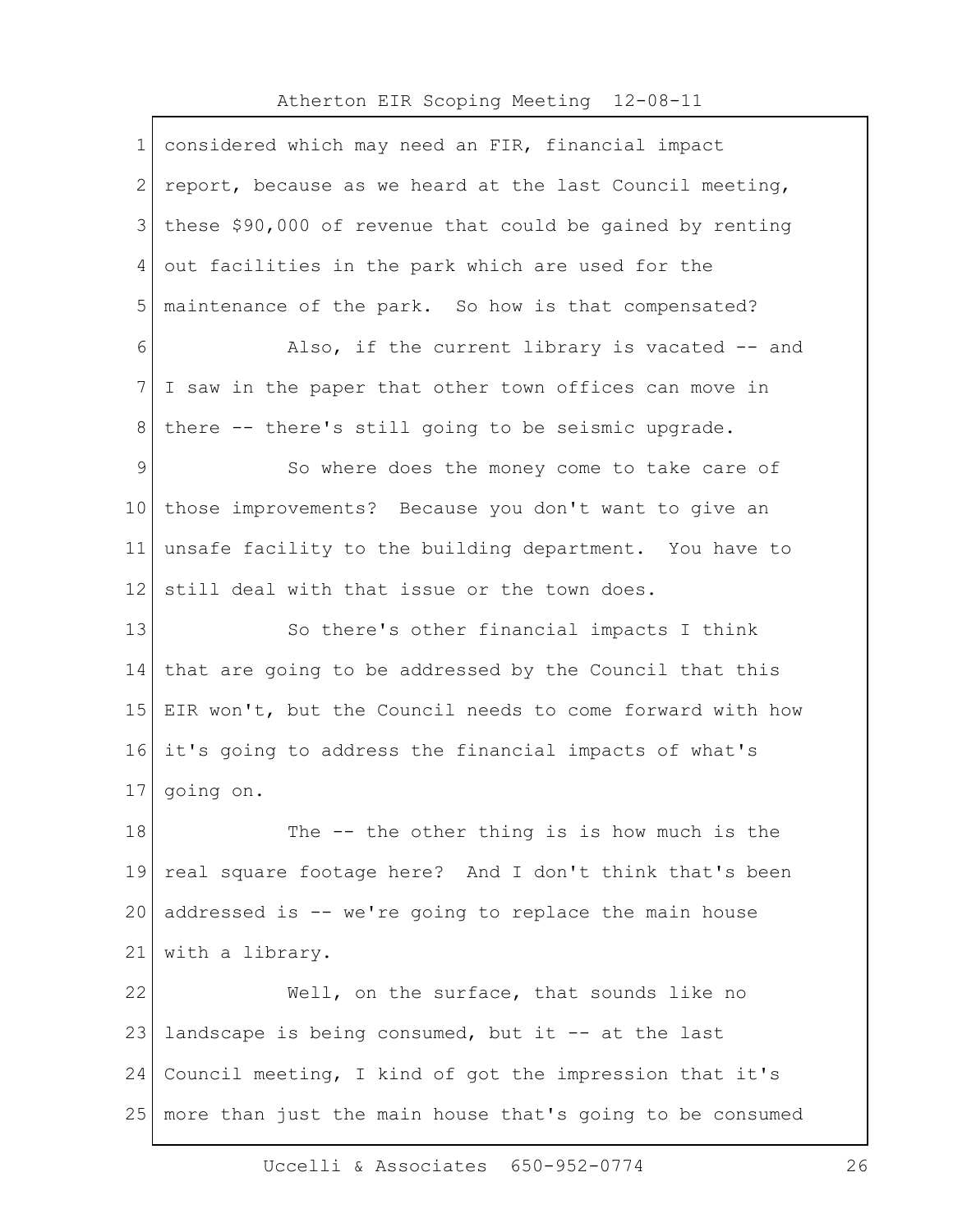considered which may need an FIR, financial impact report, because as we heard at the last Council meeting, these $90,000 of revenue that could be gained by renting out facilities in the park which are used for the maintenance of the park. So how is that compensated?

Also, if the current library is vacated -- and I saw in the paper that other town offices can move in there -- there's still going to be seismic upgrade.

So where does the money come to take care of those improvements? Because you don't want to give an unsafe facility to the building department. You have to still deal with that issue or the town does.

So there's other financial impacts I think that are going to be addressed by the Council that this EIR won't, but the Council needs to come forward with how it's going to address the financial impacts of what's going on.

The -- the other thing is is how much is the real square footage here? And I don't think that's been addressed is -- we're going to replace the main house with a library.

Well, on the surface, that sounds like no landscape is being consumed, but it -- at the last Council meeting, I kind of got the impression that it's more than just the main house that's going to be consumed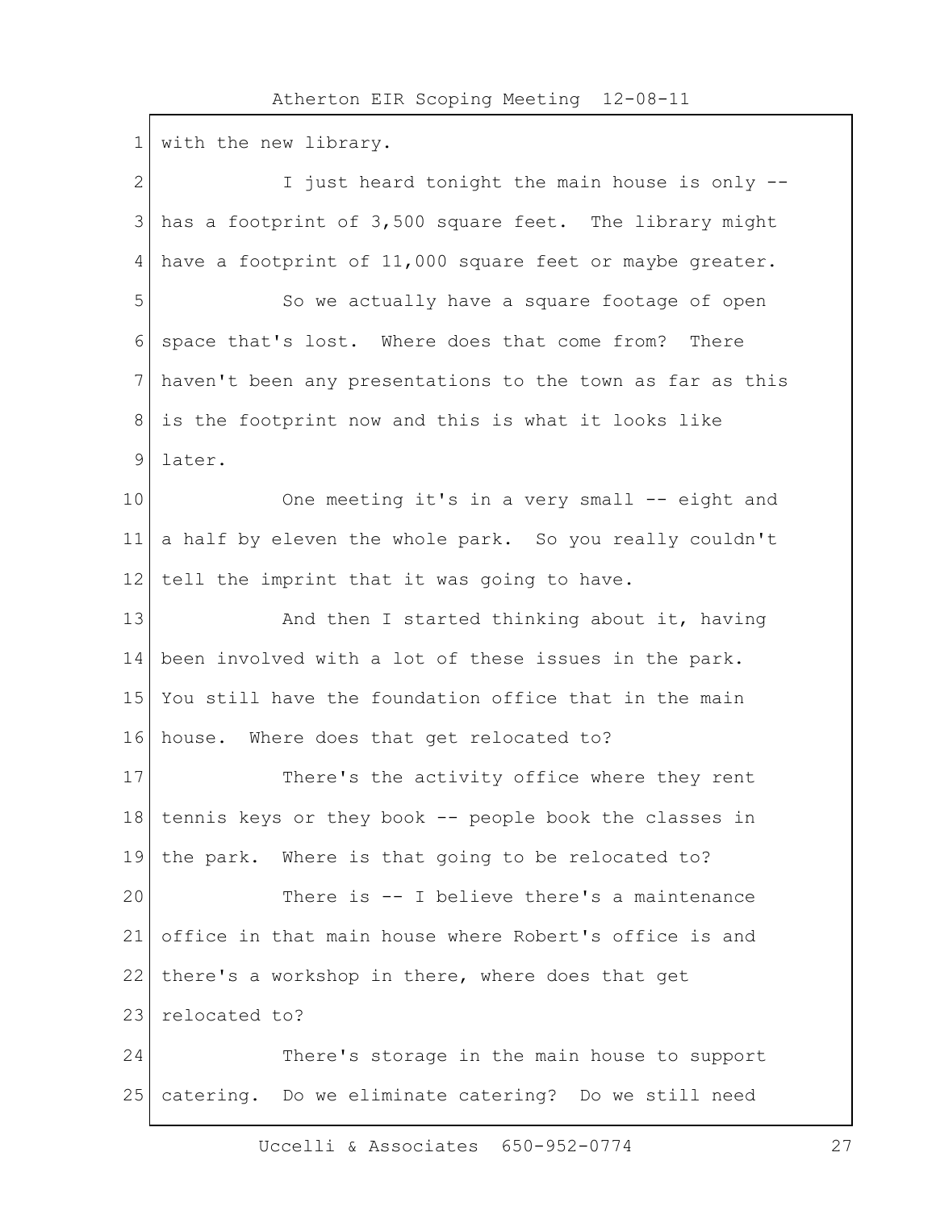with the new library.

I just heard tonight the main house is only -- has a footprint of 3,500 square feet. The library might have a footprint of 11,000 square feet or maybe greater.

So we actually have a square footage of open space that's lost. Where does that come from? There haven't been any presentations to the town as far as this is the footprint now and this is what it looks like later.

One meeting it's in a very small -- eight and a half by eleven the whole park. So you really couldn't tell the imprint that it was going to have.

And then I started thinking about it, having been involved with a lot of these issues in the park. You still have the foundation office that in the main house. Where does that get relocated to?

There's the activity office where they rent tennis keys or they book -- people book the classes in the park. Where is that going to be relocated to?

There is -- I believe there's a maintenance office in that main house where Robert's office is and there's a workshop in there, where does that get relocated to?

There's storage in the main house to support catering. Do we eliminate catering? Do we still need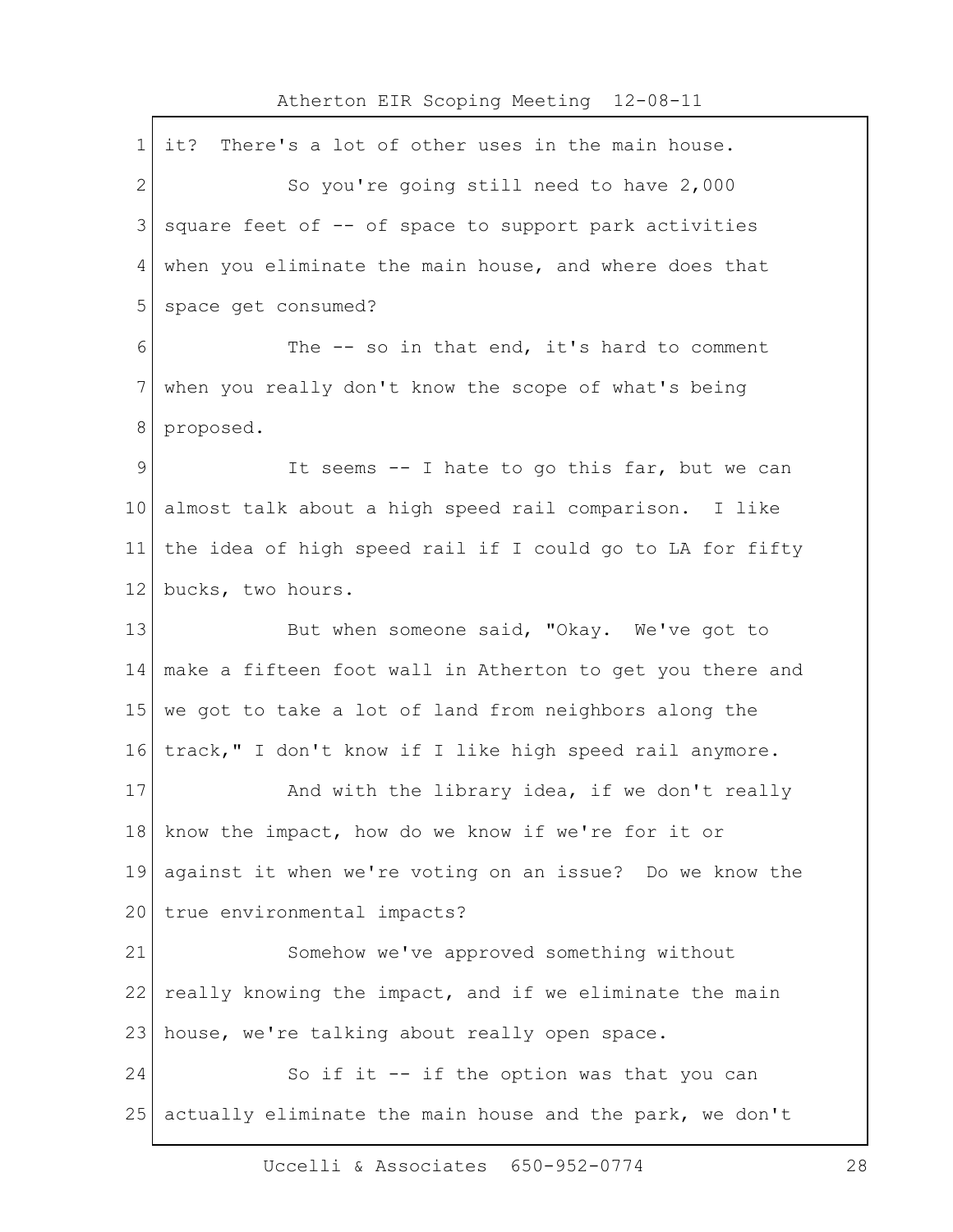it? There's a lot of other uses in the main house.

So you're going still need to have 2,000 square feet of -- of space to support park activities when you eliminate the main house, and where does that space get consumed?

The -- so in that end, it's hard to comment when you really don't know the scope of what's being proposed.

It seems -- I hate to go this far, but we can almost talk about a high speed rail comparison. I like the idea of high speed rail if I could go to LA for fifty bucks, two hours.

But when someone said, "Okay. We've got to make a fifteen foot wall in Atherton to get you there and we got to take a lot of land from neighbors along the track," I don't know if I like high speed rail anymore.

And with the library idea, if we don't really know the impact, how do we know if we're for it or against it when we're voting on an issue? Do we know the true environmental impacts?

Somehow we've approved something without really knowing the impact, and if we eliminate the main house, we're talking about really open space.

So if it -- if the option was that you can actually eliminate the main house and the park, we don't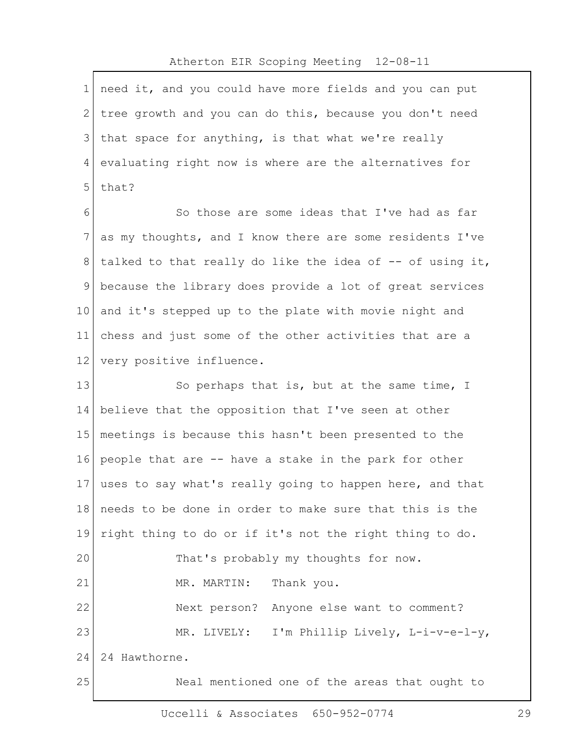need it, and you could have more fields and you can put tree growth and you can do this, because you don't need that space for anything, is that what we're really evaluating right now is where are the alternatives for that?

So those are some ideas that I've had as far as my thoughts, and I know there are some residents I've talked to that really do like the idea of -- of using it, because the library does provide a lot of great services and it's stepped up to the plate with movie night and chess and just some of the other activities that are a very positive influence.

So perhaps that is, but at the same time, I believe that the opposition that I've seen at other meetings is because this hasn't been presented to the people that are -- have a stake in the park for other uses to say what's really going to happen here, and that needs to be done in order to make sure that this is the right thing to do or if it's not the right thing to do.

That's probably my thoughts for now.

MR. MARTIN: Thank you.

Next person? Anyone else want to comment?

MR. LIVELY: I'm Phillip Lively, L-i-v-e-l-y, 24 Hawthorne.

Neal mentioned one of the areas that ought to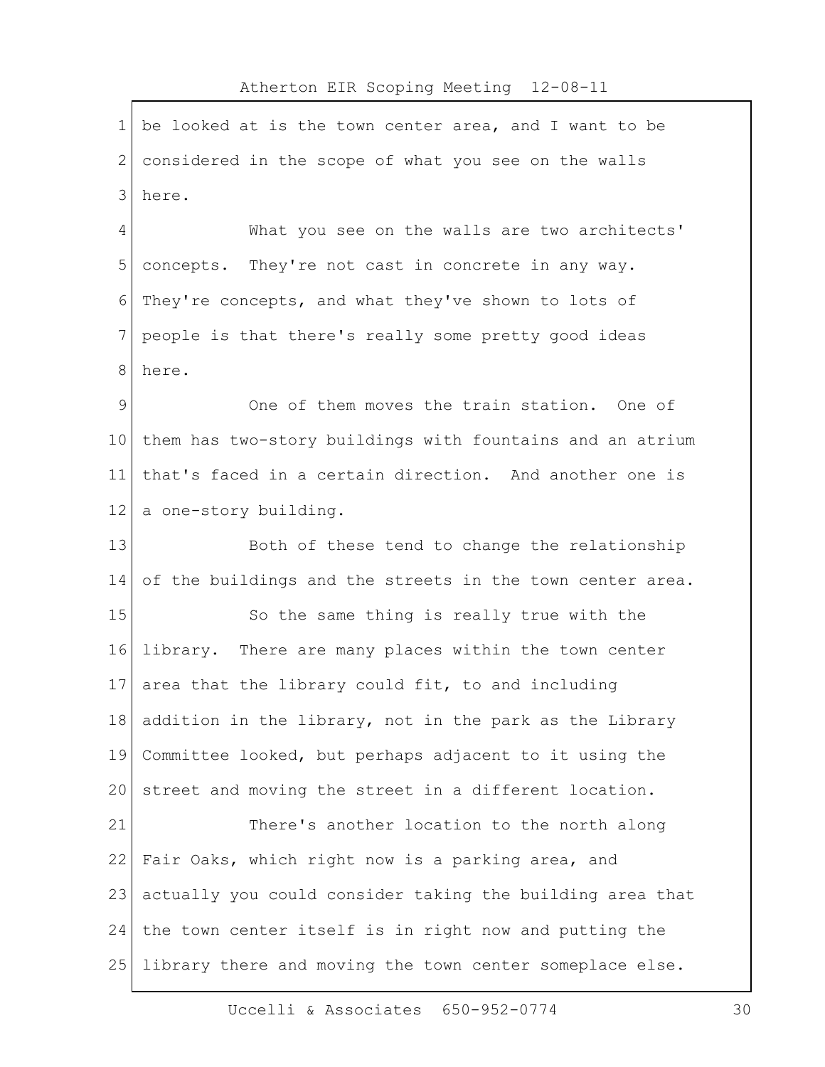be looked at is the town center area, and I want to be considered in the scope of what you see on the walls here.

What you see on the walls are two architects' concepts. They're not cast in concrete in any way. They're concepts, and what they've shown to lots of people is that there's really some pretty good ideas here.

One of them moves the train station. One of them has two-story buildings with fountains and an atrium that's faced in a certain direction. And another one is a one-story building.

Both of these tend to change the relationship of the buildings and the streets in the town center area.

So the same thing is really true with the library. There are many places within the town center area that the library could fit, to and including addition in the library, not in the park as the Library Committee looked, but perhaps adjacent to it using the street and moving the street in a different location.

There's another location to the north along Fair Oaks, which right now is a parking area, and actually you could consider taking the building area that the town center itself is in right now and putting the library there and moving the town center someplace else.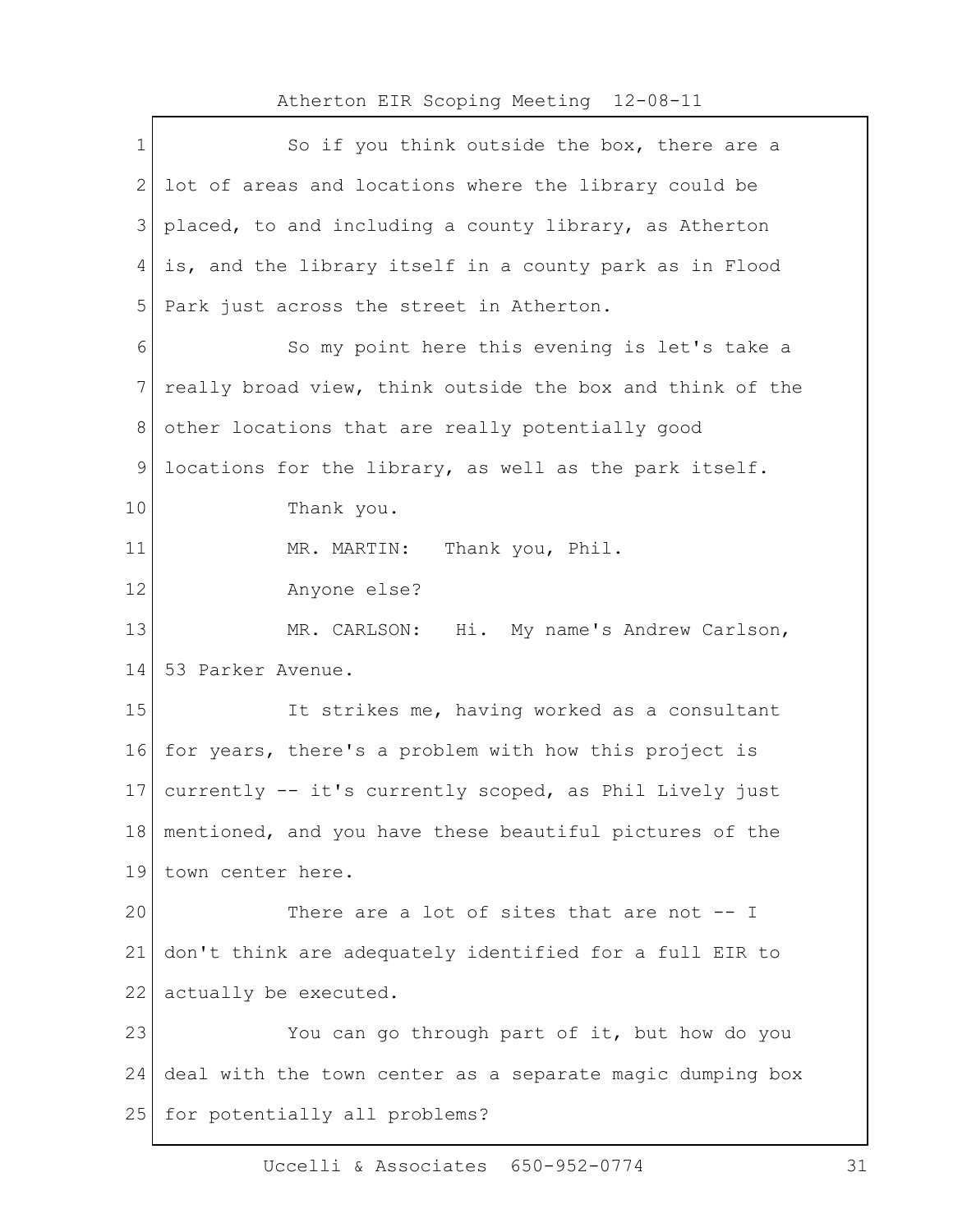So if you think outside the box, there are a lot of areas and locations where the library could be placed, to and including a county library, as Atherton is, and the library itself in a county park as in Flood Park just across the street in Atherton.

So my point here this evening is let's take a really broad view, think outside the box and think of the other locations that are really potentially good locations for the library, as well as the park itself.

Thank you.

MR. MARTIN: Thank you, Phil.

Anyone else?

MR. CARLSON: Hi. My name's Andrew Carlson, 53 Parker Avenue.

It strikes me, having worked as a consultant for years, there's a problem with how this project is currently -- it's currently scoped, as Phil Lively just mentioned, and you have these beautiful pictures of the town center here.

There are a lot of sites that are not -- I don't think are adequately identified for a full EIR to actually be executed.

You can go through part of it, but how do you deal with the town center as a separate magic dumping box for potentially all problems?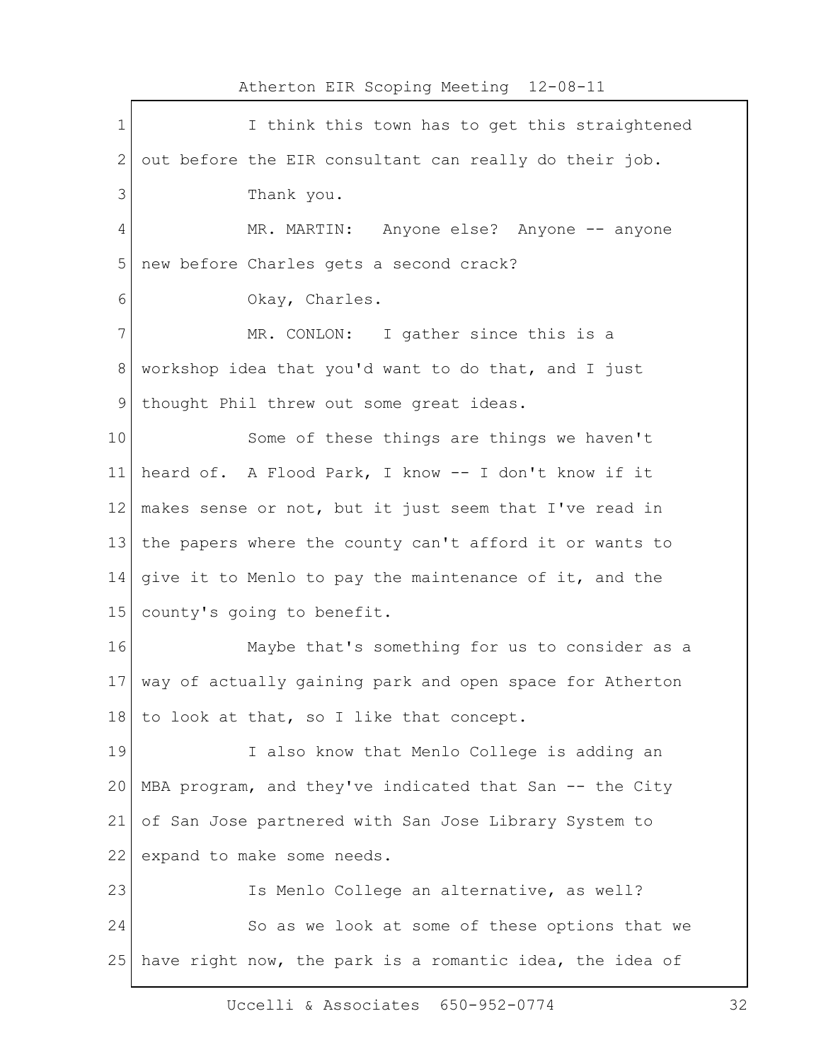I think this town has to get this straightened out before the EIR consultant can really do their job.

Thank you.

MR. MARTIN: Anyone else? Anyone -- anyone new before Charles gets a second crack?

Okay, Charles.

MR. CONLON: I gather since this is a workshop idea that you'd want to do that, and I just thought Phil threw out some great ideas.

Some of these things are things we haven't heard of. A Flood Park, I know -- I don't know if it makes sense or not, but it just seem that I've read in the papers where the county can't afford it or wants to give it to Menlo to pay the maintenance of it, and the county's going to benefit.

Maybe that's something for us to consider as a way of actually gaining park and open space for Atherton to look at that, so I like that concept.

I also know that Menlo College is adding an MBA program, and they've indicated that San -- the City of San Jose partnered with San Jose Library System to expand to make some needs.

Is Menlo College an alternative, as well?

So as we look at some of these options that we have right now, the park is a romantic idea, the idea of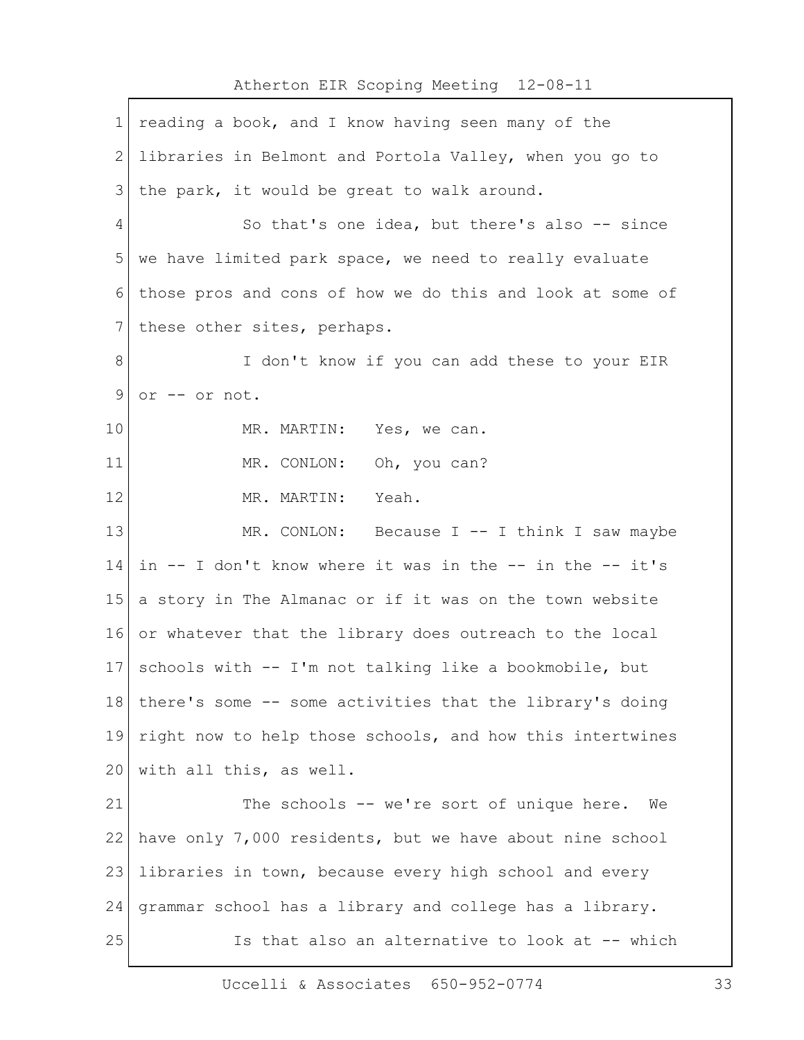reading a book, and I know having seen many of the libraries in Belmont and Portola Valley, when you go to the park, it would be great to walk around.

So that's one idea, but there's also -- since we have limited park space, we need to really evaluate those pros and cons of how we do this and look at some of these other sites, perhaps.

I don't know if you can add these to your EIR or -- or not.

MR. MARTIN: Yes, we can.

MR. CONLON: Oh, you can?

MR. MARTIN: Yeah.

MR. CONLON: Because I -- I think I saw maybe in -- I don't know where it was in the -- in the -- it's a story in The Almanac or if it was on the town website or whatever that the library does outreach to the local schools with -- I'm not talking like a bookmobile, but there's some -- some activities that the library's doing right now to help those schools, and how this intertwines with all this, as well.

The schools -- we're sort of unique here. We have only 7,000 residents, but we have about nine school libraries in town, because every high school and every grammar school has a library and college has a library.

Is that also an alternative to look at -- which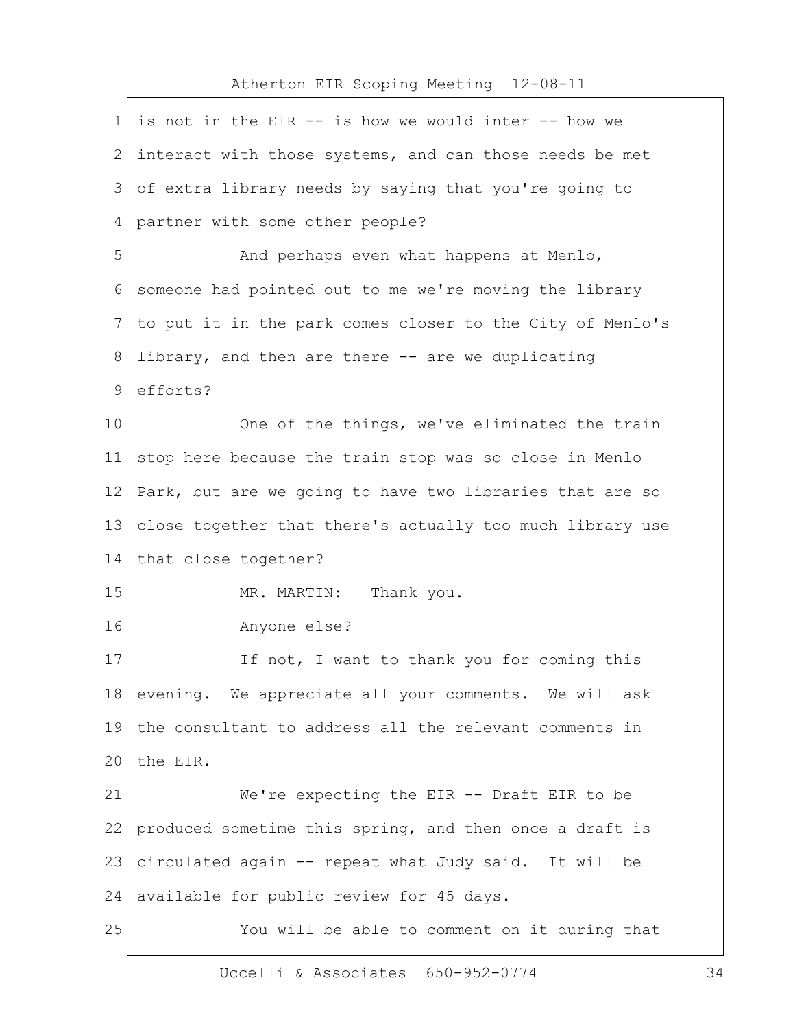is not in the EIR -- is how we would inter -- how we interact with those systems, and can those needs be met of extra library needs by saying that you're going to partner with some other people?

And perhaps even what happens at Menlo, someone had pointed out to me we're moving the library to put it in the park comes closer to the City of Menlo's library, and then are there -- are we duplicating efforts?

One of the things, we've eliminated the train stop here because the train stop was so close in Menlo Park, but are we going to have two libraries that are so close together that there's actually too much library use that close together?

MR. MARTIN: Thank you.

Anyone else?

If not, I want to thank you for coming this evening. We appreciate all your comments. We will ask the consultant to address all the relevant comments in the EIR.

We're expecting the EIR -- Draft EIR to be produced sometime this spring, and then once a draft is circulated again -- repeat what Judy said. It will be available for public review for 45 days.

You will be able to comment on it during that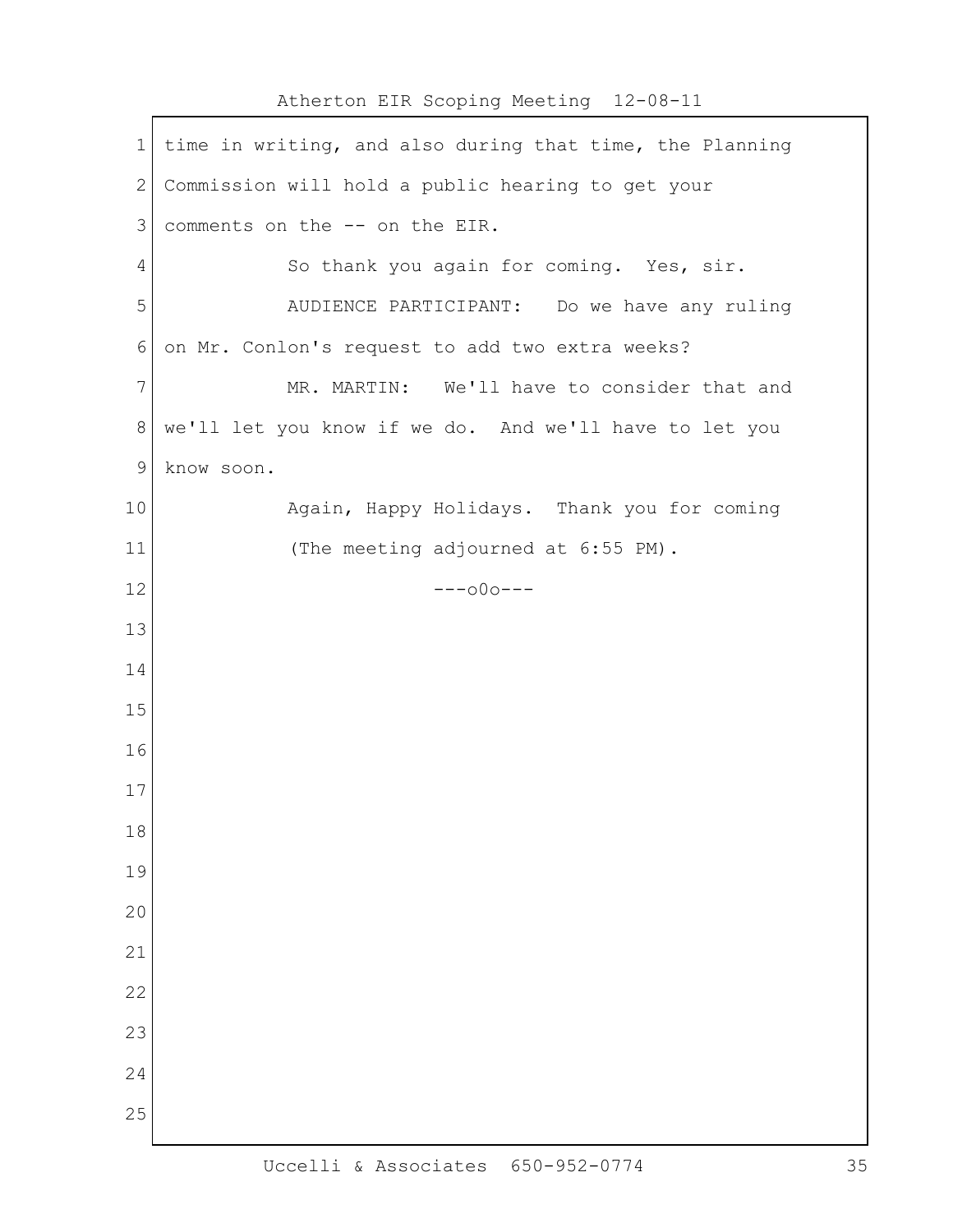time in writing, and also during that time, the Planning Commission will hold a public hearing to get your comments on the -- on the EIR.

So thank you again for coming. Yes, sir.

AUDIENCE PARTICIPANT: Do we have any ruling on Mr. Conlon's request to add two extra weeks?

MR. MARTIN: We'll have to consider that and we'll let you know if we do. And we'll have to let you know soon.

Again, Happy Holidays. Thank you for coming

(The meeting adjourned at 6:55 PM).

---o0o---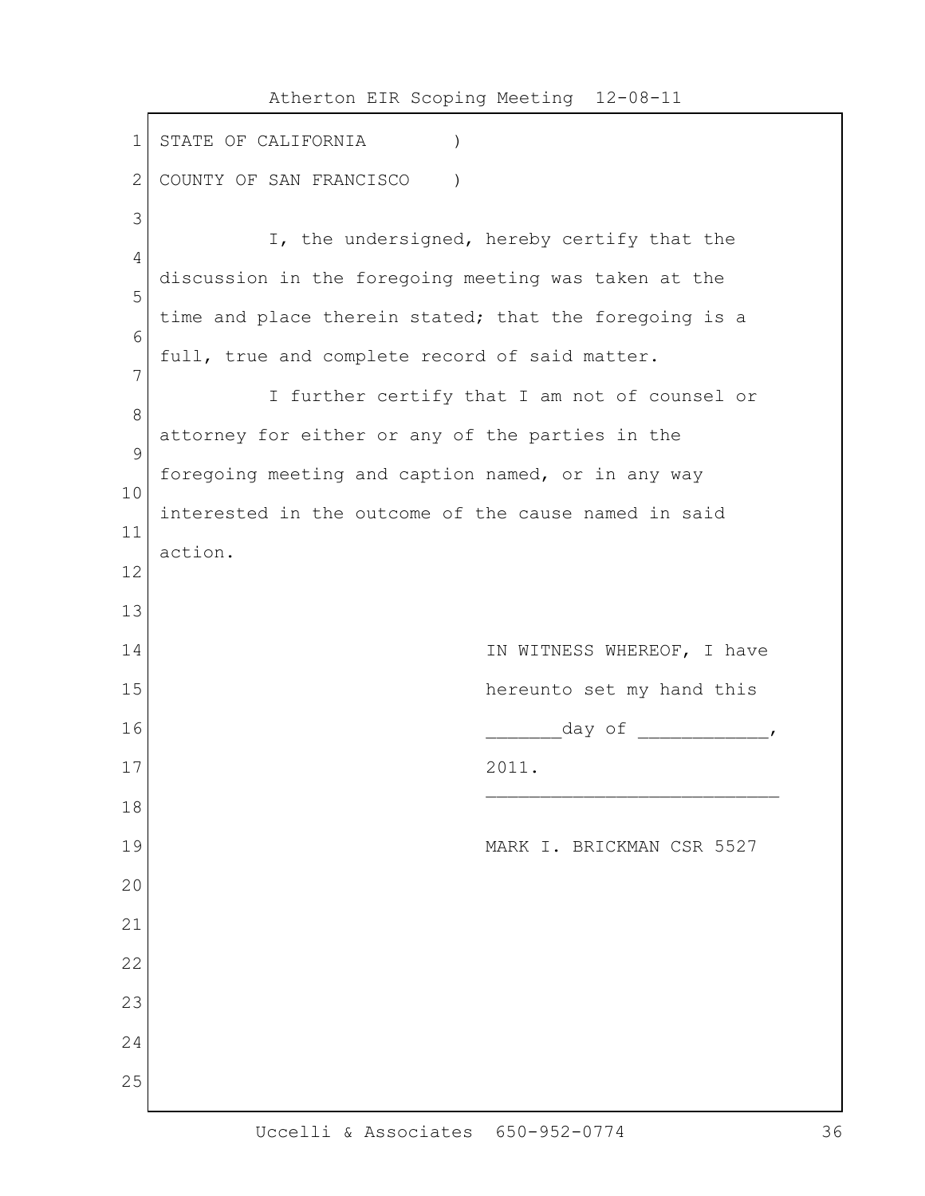STATE OF CALIFORNIA )

COUNTY OF SAN FRANCISCO )

I, the undersigned, hereby certify that the discussion in the foregoing meeting was taken at the time and place therein stated; that the foregoing is a full, true and complete record of said matter.

I further certify that I am not of counsel or attorney for either or any of the parties in the foregoing meeting and caption named, or in any way interested in the outcome of the cause named in said action.

IN WITNESS WHEREOF, I have hereunto set my hand this _______day of ___________, 2011.

_________________________

MARK I. BRICKMAN CSR 5527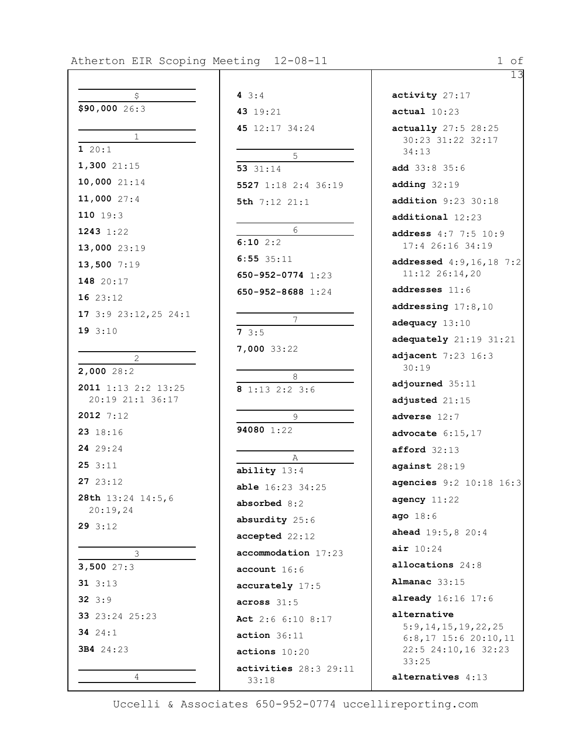### $

**$90,000** 26:3

### 1

**1** 20:1

**1,300** 21:15

**10,000** 21:14

**11,000** 27:4

**110** 19:3

**1243** 1:22

**13,000** 23:19

**13,500** 7:19

**148** 20:17

**16** 23:12

**17** 3:9 23:12,25 24:1

**19** 3:10

### 2

**2,000** 28:2

**2011** 1:13 2:2 13:25 20:19 21:1 36:17

**2012** 7:12

**23** 18:16

**24** 29:24

**25** 3:11

**27** 23:12

**28th** 13:24 14:5,6 20:19,24

**29** 3:12

### 3

**3,500** 27:3

**31** 3:13

**32** 3:9

**33** 23:24 25:23

**34** 24:1

**3B4** 24:23

### 4

**4** 3:4

**43** 19:21

**45** 12:17 34:24

### 5

**53** 31:14

**5527** 1:18 2:4 36:19

**5th** 7:12 21:1

### 6

**6:10** 2:2

**6:55** 35:11

**650-952-0774** 1:23

**650-952-8688** 1:24

### 7

**7** 3:5

**7,000** 33:22

### 8

**8** 1:13 2:2 3:6

### 9

**94080** 1:22

### A

**ability** 13:4

**able** 16:23 34:25

**absorbed** 8:2

**absurdity** 25:6

**accepted** 22:12

**accommodation** 17:23

**account** 16:6

**accurately** 17:5

**across** 31:5

**Act** 2:6 6:10 8:17

**action** 36:11

**actions** 10:20

**activities** 28:3 29:11 33:18

**activity** 27:17

**actual** 10:23

**actually** 27:5 28:25 30:23 31:22 32:17 34:13

**add** 33:8 35:6

**adding** 32:19

**addition** 9:23 30:18

**additional** 12:23

**address** 4:7 7:5 10:9 17:4 26:16 34:19

**addressed** 4:9,16,18 7:2 11:12 26:14,20

**addresses** 11:6

**addressing** 17:8,10

**adequacy** 13:10

**adequately** 21:19 31:21

**adjacent** 7:23 16:3 30:19

**adjourned** 35:11

**adjusted** 21:15

**adverse** 12:7

**advocate** 6:15,17

**afford** 32:13

**against** 28:19

**agencies** 9:2 10:18 16:3

**agency** 11:22

**ago** 18:6

**ahead** 19:5,8 20:4

**air** 10:24

**allocations** 24:8

**Almanac** 33:15

**already** 16:16 17:6

**alternative** 5:9,14,15,19,22,25 6:8,17 15:6 20:10,11 22:5 24:10,16 32:23 33:25

**alternatives** 4:13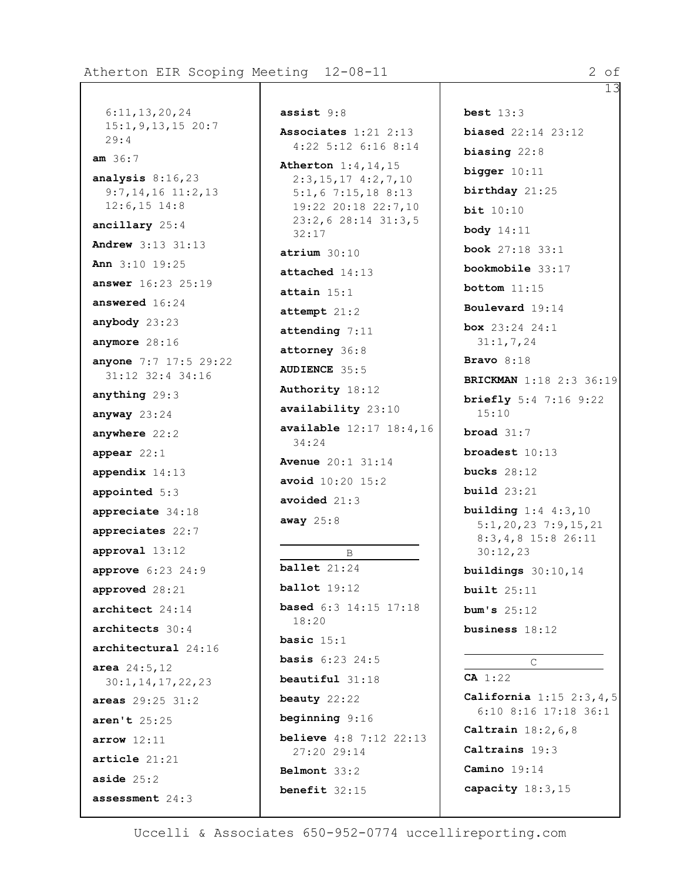6:11,13,20,24 15:1,9,13,15 20:7 29:4

**am** 36:7

**analysis** 8:16,23 9:7,14,16 11:2,13 12:6,15 14:8

**ancillary** 25:4

**Andrew** 3:13 31:13

**Ann** 3:10 19:25

**answer** 16:23 25:19

**answered** 16:24

**anybody** 23:23

**anymore** 28:16

**anyone** 7:7 17:5 29:22 31:12 32:4 34:16

**anything** 29:3

**anyway** 23:24

**anywhere** 22:2

**appear** 22:1

**appendix** 14:13

**appointed** 5:3

**appreciate** 34:18

**appreciates** 22:7

**approval** 13:12

**approve** 6:23 24:9

**approved** 28:21

**architect** 24:14

**architects** 30:4

**architectural** 24:16

**area** 24:5,12 30:1,14,17,22,23

**areas** 29:25 31:2

**aren't** 25:25

**arrow** 12:11

**article** 21:21

**aside** 25:2

**assessment** 24:3

**assist** 9:8

**Associates** 1:21 2:13 4:22 5:12 6:16 8:14

**Atherton** 1:4,14,15 2:3,15,17 4:2,7,10 5:1,6 7:15,18 8:13 19:22 20:18 22:7,10 23:2,6 28:14 31:3,5 32:17

**atrium** 30:10

**attached** 14:13

**attain** 15:1

**attempt** 21:2

**attending** 7:11

**attorney** 36:8

**AUDIENCE** 35:5

**Authority** 18:12

**availability** 23:10

**available** 12:17 18:4,16 34:24

**Avenue** 20:1 31:14

**avoid** 10:20 15:2

**avoided** 21:3

**away** 25:8

B

**ballet** 21:24

**ballot** 19:12

**based** 6:3 14:15 17:18 18:20

**basic** 15:1

**basis** 6:23 24:5

**beautiful** 31:18

**beauty** 22:22

**beginning** 9:16

**believe** 4:8 7:12 22:13 27:20 29:14

**Belmont** 33:2

**benefit** 32:15

**best** 13:3

**biased** 22:14 23:12

**biasing** 22:8

**bigger** 10:11

**birthday** 21:25

**bit** 10:10

**body** 14:11

**book** 27:18 33:1

**bookmobile** 33:17

**bottom** 11:15

**Boulevard** 19:14

**box** 23:24 24:1 31:1,7,24

**Bravo** 8:18

**BRICKMAN** 1:18 2:3 36:19

**briefly** 5:4 7:16 9:22 15:10

**broad** 31:7

**broadest** 10:13

**bucks** 28:12

**build** 23:21

**building** 1:4 4:3,10 5:1,20,23 7:9,15,21 8:3,4,8 15:8 26:11 30:12,23

**buildings** 30:10,14

**built** 25:11

**bum's** 25:12

**business** 18:12

C

**CA** 1:22

**California** 1:15 2:3,4,5 6:10 8:16 17:18 36:1

**Caltrain** 18:2,6,8

**Caltrains** 19:3

**Camino** 19:14

**capacity** 18:3,15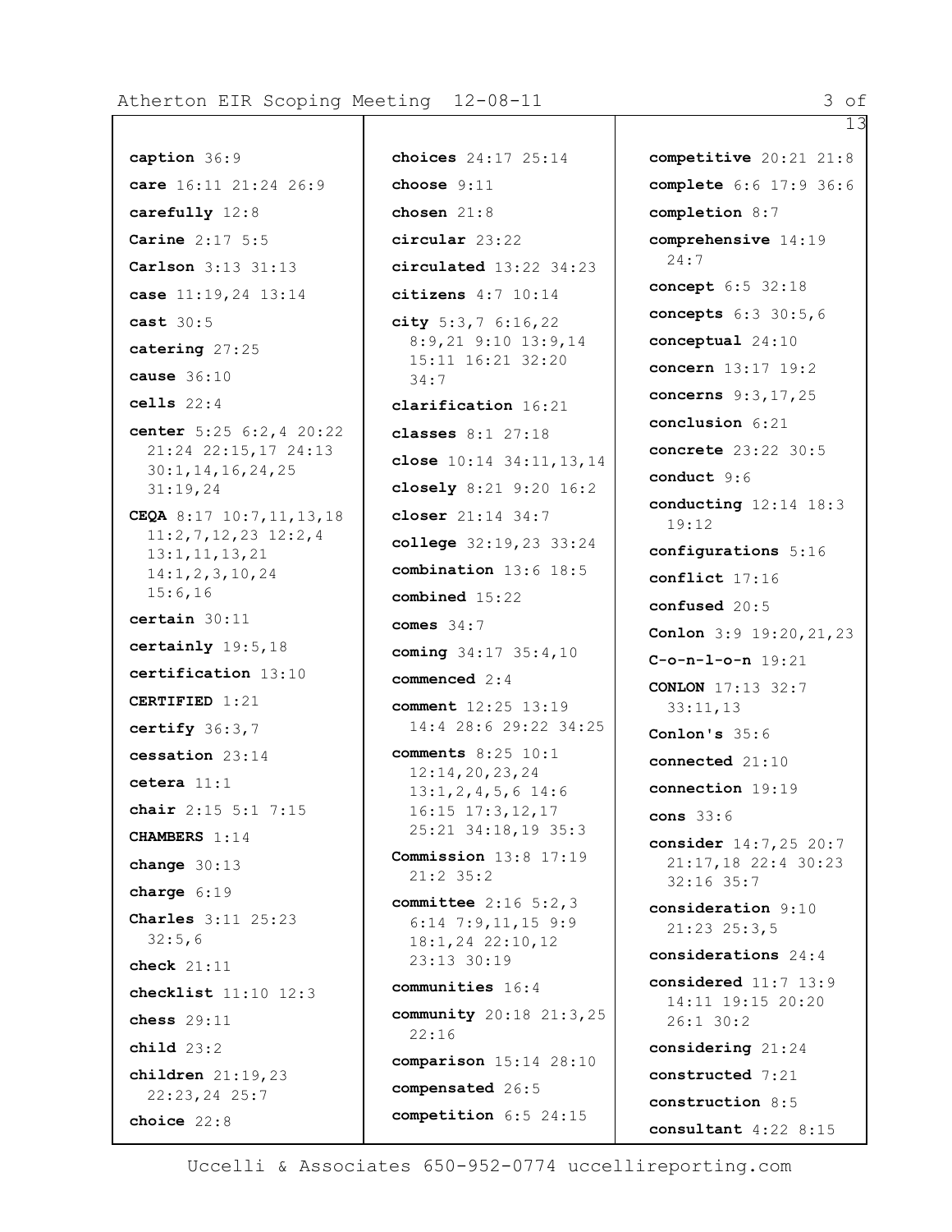**caption** 36:9

**care** 16:11 21:24 26:9

**carefully** 12:8

**Carine** 2:17 5:5

**Carlson** 3:13 31:13

**case** 11:19,24 13:14

**cast** 30:5

**catering** 27:25

**cause** 36:10

**cells** 22:4

**center** 5:25 6:2,4 20:22 21:24 22:15,17 24:13 30:1,14,16,24,25 31:19,24

**CEQA** 8:17 10:7,11,13,18 11:2,7,12,23 12:2,4 13:1,11,13,21 14:1,2,3,10,24 15:6,16

**certain** 30:11

**certainly** 19:5,18

**certification** 13:10

**CERTIFIED** 1:21

**certify** 36:3,7

**cessation** 23:14

**cetera** 11:1

**chair** 2:15 5:1 7:15

**CHAMBERS** 1:14

**change** 30:13

**charge** 6:19

**Charles** 3:11 25:23 32:5,6

**check** 21:11

**checklist** 11:10 12:3

**chess** 29:11

**child** 23:2

**children** 21:19,23 22:23,24 25:7

**choice** 22:8

**choices** 24:17 25:14

**choose** 9:11

**chosen** 21:8

**circular** 23:22

**circulated** 13:22 34:23

**citizens** 4:7 10:14

**city** 5:3,7 6:16,22 8:9,21 9:10 13:9,14 15:11 16:21 32:20 34:7

**clarification** 16:21

**classes** 8:1 27:18

**close** 10:14 34:11,13,14

**closely** 8:21 9:20 16:2

**closer** 21:14 34:7

**college** 32:19,23 33:24

**combination** 13:6 18:5

**combined** 15:22

**comes** 34:7

**coming** 34:17 35:4,10

**commenced** 2:4

**comment** 12:25 13:19 14:4 28:6 29:22 34:25

**comments** 8:25 10:1 12:14,20,23,24 13:1,2,4,5,6 14:6 16:15 17:3,12,17 25:21 34:18,19 35:3

**Commission** 13:8 17:19 21:2 35:2

**committee** 2:16 5:2,3 6:14 7:9,11,15 9:9 18:1,24 22:10,12 23:13 30:19

**communities** 16:4

**community** 20:18 21:3,25 22:16

**comparison** 15:14 28:10

**compensated** 26:5

**competition** 6:5 24:15

**competitive** 20:21 21:8

**complete** 6:6 17:9 36:6

**completion** 8:7

**comprehensive** 14:19 24:7

**concept** 6:5 32:18

**concepts** 6:3 30:5,6

**conceptual** 24:10

**concern** 13:17 19:2

**concerns** 9:3,17,25

**conclusion** 6:21

**concrete** 23:22 30:5

**conduct** 9:6

**conducting** 12:14 18:3 19:12

**configurations** 5:16

**conflict** 17:16

**confused** 20:5

**Conlon** 3:9 19:20,21,23

**C-o-n-l-o-n** 19:21

**CONLON** 17:13 32:7 33:11,13

**Conlon's** 35:6

**connected** 21:10

**connection** 19:19

**cons** 33:6

**consider** 14:7,25 20:7 21:17,18 22:4 30:23 32:16 35:7

**consideration** 9:10 21:23 25:3,5

**considerations** 24:4

**considered** 11:7 13:9 14:11 19:15 20:20 26:1 30:2

**considering** 21:24

**constructed** 7:21

**construction** 8:5

**consultant** 4:22 8:15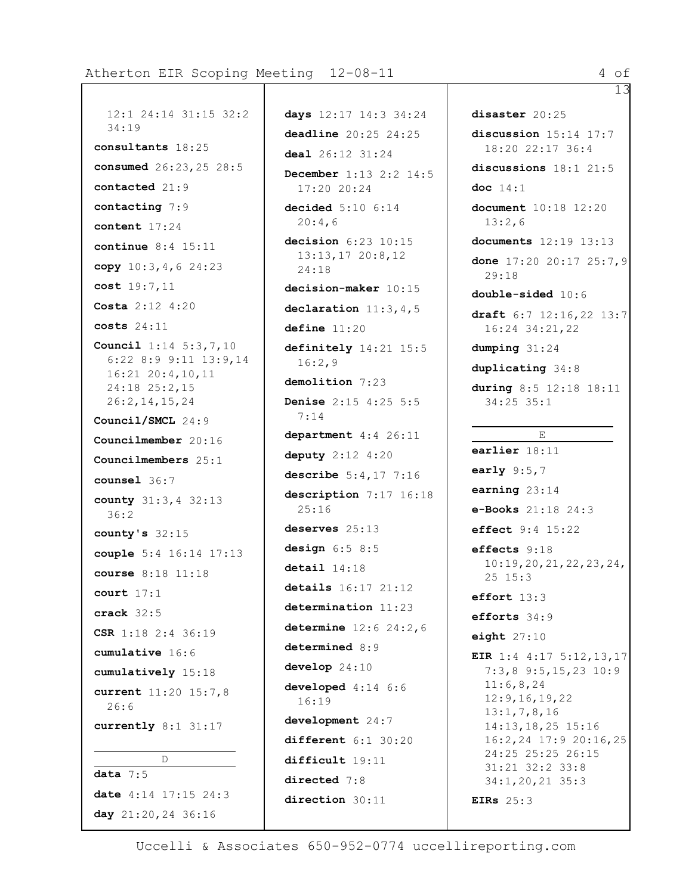12:1 24:14 31:15 32:2 34:19

**consultants** 18:25

**consumed** 26:23,25 28:5

**contacted** 21:9

**contacting** 7:9

**content** 17:24

**continue** 8:4 15:11

**copy** 10:3,4,6 24:23

**cost** 19:7,11

**Costa** 2:12 4:20

**costs** 24:11

**Council** 1:14 5:3,7,10 6:22 8:9 9:11 13:9,14 16:21 20:4,10,11 24:18 25:2,15 26:2,14,15,24

**Council/SMCL** 24:9

**Councilmember** 20:16

**Councilmembers** 25:1

**counsel** 36:7

**county** 31:3,4 32:13 36:2

**county's** 32:15

**couple** 5:4 16:14 17:13

**course** 8:18 11:18

**court** 17:1

**crack** 32:5

**CSR** 1:18 2:4 36:19

**cumulative** 16:6

**cumulatively** 15:18

**current** 11:20 15:7,8 26:6

**currently** 8:1 31:17

## D

**data** 7:5

**date** 4:14 17:15 24:3

**day** 21:20,24 36:16

**days** 12:17 14:3 34:24

**deadline** 20:25 24:25

**deal** 26:12 31:24

**December** 1:13 2:2 14:5 17:20 20:24

**decided** 5:10 6:14 20:4,6

**decision** 6:23 10:15 13:13,17 20:8,12 24:18

**decision-maker** 10:15

**declaration** 11:3,4,5

**define** 11:20

**definitely** 14:21 15:5 16:2,9

**demolition** 7:23

**Denise** 2:15 4:25 5:5 7:14

**department** 4:4 26:11

**deputy** 2:12 4:20

**describe** 5:4,17 7:16

**description** 7:17 16:18 25:16

**deserves** 25:13

**design** 6:5 8:5

**detail** 14:18

**details** 16:17 21:12

**determination** 11:23

**determine** 12:6 24:2,6

**determined** 8:9

**develop** 24:10

**developed** 4:14 6:6 16:19

**development** 24:7

**different** 6:1 30:20

**difficult** 19:11

**directed** 7:8

**direction** 30:11

**disaster** 20:25

**discussion** 15:14 17:7 18:20 22:17 36:4

**discussions** 18:1 21:5

**doc** 14:1

**document** 10:18 12:20 13:2,6

**documents** 12:19 13:13

**done** 17:20 20:17 25:7,9 29:18

**double-sided** 10:6

**draft** 6:7 12:16,22 13:7 16:24 34:21,22

**dumping** 31:24

**duplicating** 34:8

**during** 8:5 12:18 18:11 34:25 35:1

## E

**earlier** 18:11

**early** 9:5,7

**earning** 23:14

**e-Books** 21:18 24:3

**effect** 9:4 15:22

**effects** 9:18 10:19,20,21,22,23,24,25 15:3

**effort** 13:3

**efforts** 34:9

**eight** 27:10

**EIR** 1:4 4:17 5:12,13,17 7:3,8 9:5,15,23 10:9 11:6,8,24 12:9,16,19,22 13:1,7,8,16 14:13,18,25 15:16 16:2,24 17:9 20:16,25 24:25 25:25 26:15 31:21 32:2 33:8 34:1,20,21 35:3

**EIRs** 25:3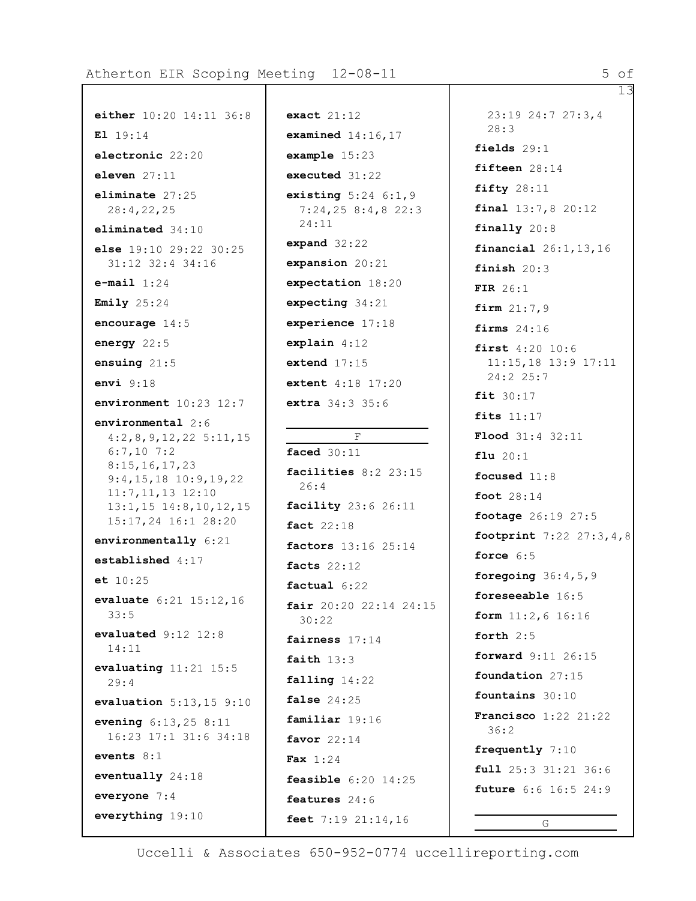**either** 10:20 14:11 36:8

**El** 19:14

**electronic** 22:20

**eleven** 27:11

**eliminate** 27:25 28:4,22,25

**eliminated** 34:10

**else** 19:10 29:22 30:25 31:12 32:4 34:16

**e-mail** 1:24

**Emily** 25:24

**encourage** 14:5

**energy** 22:5

**ensuing** 21:5

**envi** 9:18

**environment** 10:23 12:7

**environmental** 2:6 4:2,8,9,12,22 5:11,15 6:7,10 7:2 8:15,16,17,23 9:4,15,18 10:9,19,22 11:7,11,13 12:10 13:1,15 14:8,10,12,15 15:17,24 16:1 28:20

**environmentally** 6:21

**established** 4:17

**et** 10:25

**evaluate** 6:21 15:12,16 33:5

**evaluated** 9:12 12:8 14:11

**evaluating** 11:21 15:5 29:4

**evaluation** 5:13,15 9:10

**evening** 6:13,25 8:11 16:23 17:1 31:6 34:18

**events** 8:1

**eventually** 24:18

**everyone** 7:4

**everything** 19:10

**exact** 21:12

**examined** 14:16,17

**example** 15:23

**executed** 31:22

**existing** 5:24 6:1,9 7:24,25 8:4,8 22:3 24:11

**expand** 32:22

**expansion** 20:21

**expectation** 18:20

**expecting** 34:21

**experience** 17:18

**explain** 4:12

**extend** 17:15

**extent** 4:18 17:20

**extra** 34:3 35:6

F

**faced** 30:11

**facilities** 8:2 23:15 26:4

**facility** 23:6 26:11

**fact** 22:18

**factors** 13:16 25:14

**facts** 22:12

**factual** 6:22

**fair** 20:20 22:14 24:15 30:22

**fairness** 17:14

**faith** 13:3

**falling** 14:22

**false** 24:25

**familiar** 19:16

**favor** 22:14

**Fax** 1:24

**feasible** 6:20 14:25

**features** 24:6

**feet** 7:19 21:14,16 23:19 24:7 27:3,4 28:3

**fields** 29:1

**fifteen** 28:14

**fifty** 28:11

**final** 13:7,8 20:12

**finally** 20:8

**financial** 26:1,13,16

**finish** 20:3

**FIR** 26:1

**firm** 21:7,9

**firms** 24:16

**first** 4:20 10:6 11:15,18 13:9 17:11 24:2 25:7

**fit** 30:17

**fits** 11:17

**Flood** 31:4 32:11

**flu** 20:1

**focused** 11:8

**foot** 28:14

**footage** 26:19 27:5

**footprint** 7:22 27:3,4,8

**force** 6:5

**foregoing** 36:4,5,9

**foreseeable** 16:5

**form** 11:2,6 16:16

**forth** 2:5

**forward** 9:11 26:15

**foundation** 27:15

**fountains** 30:10

**Francisco** 1:22 21:22 36:2

**frequently** 7:10

**full** 25:3 31:21 36:6

**future** 6:6 16:5 24:9

G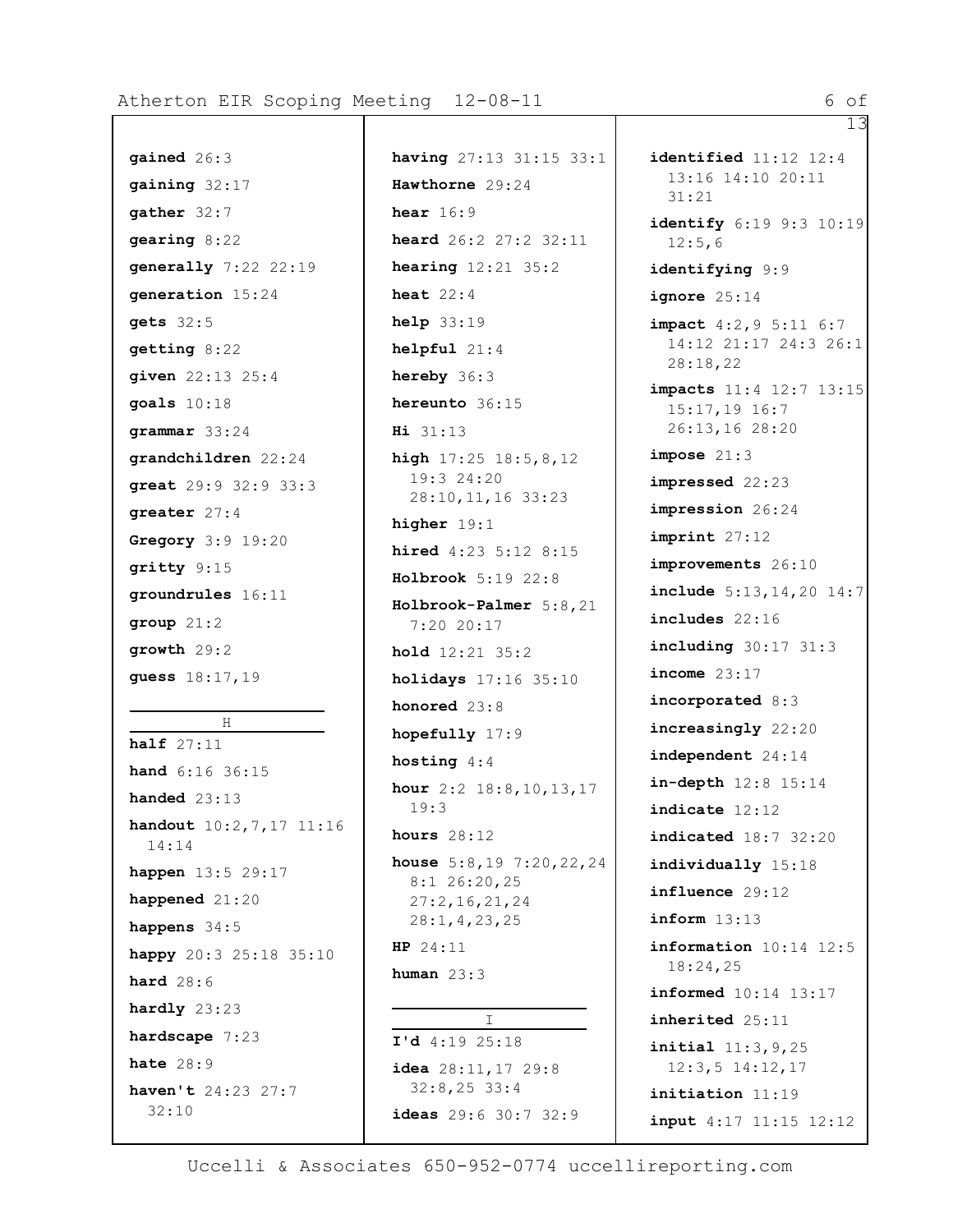**gained** 26:3

**gaining** 32:17

**gather** 32:7

**gearing** 8:22

**generally** 7:22 22:19

**generation** 15:24

**gets** 32:5

**getting** 8:22

**given** 22:13 25:4

**goals** 10:18

**grammar** 33:24

**grandchildren** 22:24

**great** 29:9 32:9 33:3

**greater** 27:4

**Gregory** 3:9 19:20

**gritty** 9:15

**groundrules** 16:11

**group** 21:2

**growth** 29:2

**guess** 18:17,19

## H

**half** 27:11

**hand** 6:16 36:15

**handed** 23:13

**handout** 10:2,7,17 11:16 14:14

**happen** 13:5 29:17

**happened** 21:20

**happens** 34:5

**happy** 20:3 25:18 35:10

**hard** 28:6

**hardly** 23:23

**hardscape** 7:23

**hate** 28:9

**haven't** 24:23 27:7 32:10

**having** 27:13 31:15 33:1

**Hawthorne** 29:24

**hear** 16:9

**heard** 26:2 27:2 32:11

**hearing** 12:21 35:2

**heat** 22:4

**help** 33:19

**helpful** 21:4

**hereby** 36:3

**hereunto** 36:15

**Hi** 31:13

**high** 17:25 18:5,8,12 19:3 24:20 28:10,11,16 33:23

**higher** 19:1

**hired** 4:23 5:12 8:15

**Holbrook** 5:19 22:8

**Holbrook-Palmer** 5:8,21 7:20 20:17

**hold** 12:21 35:2

**holidays** 17:16 35:10

**honored** 23:8

**hopefully** 17:9

**hosting** 4:4

**hour** 2:2 18:8,10,13,17 19:3

**hours** 28:12

**house** 5:8,19 7:20,22,24 8:1 26:20,25 27:2,16,21,24 28:1,4,23,25

**HP** 24:11

**human** 23:3

## I

**I'd** 4:19 25:18

**idea** 28:11,17 29:8 32:8,25 33:4

**ideas** 29:6 30:7 32:9

**identified** 11:12 12:4 13:16 14:10 20:11 31:21

**identify** 6:19 9:3 10:19 12:5,6

**identifying** 9:9

**ignore** 25:14

**impact** 4:2,9 5:11 6:7 14:12 21:17 24:3 26:1 28:18,22

**impacts** 11:4 12:7 13:15 15:17,19 16:7 26:13,16 28:20

**impose** 21:3

**impressed** 22:23

**impression** 26:24

**imprint** 27:12

**improvements** 26:10

**include** 5:13,14,20 14:7

**includes** 22:16

**including** 30:17 31:3

**income** 23:17

**incorporated** 8:3

**increasingly** 22:20

**independent** 24:14

**in-depth** 12:8 15:14

**indicate** 12:12

**indicated** 18:7 32:20

**individually** 15:18

**influence** 29:12

**inform** 13:13

**information** 10:14 12:5 18:24,25

**informed** 10:14 13:17

**inherited** 25:11

**initial** 11:3,9,25 12:3,5 14:12,17

**initiation** 11:19

**input** 4:17 11:15 12:12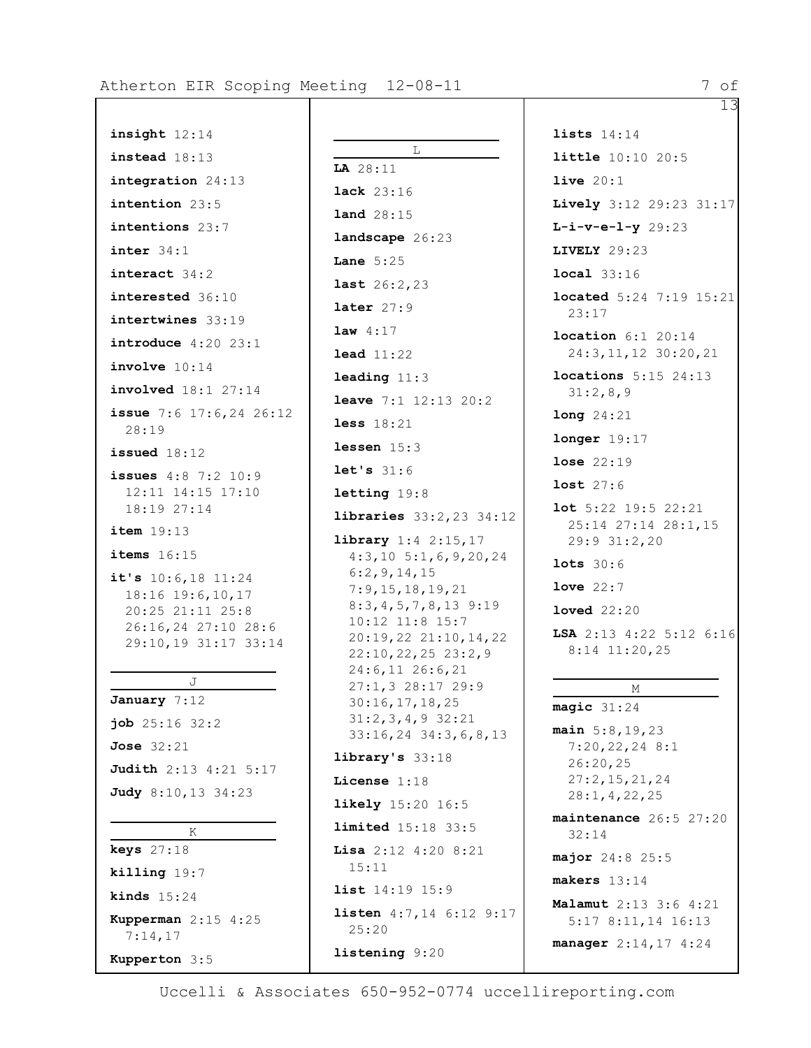**insight** 12:14

**instead** 18:13

**integration** 24:13

**intention** 23:5

**intentions** 23:7

**inter** 34:1

**interact** 34:2

**interested** 36:10

**intertwines** 33:19

**introduce** 4:20 23:1

**involve** 10:14

**involved** 18:1 27:14

**issue** 7:6 17:6,24 26:12 28:19

**issued** 18:12

**issues** 4:8 7:2 10:9 12:11 14:15 17:10 18:19 27:14

**item** 19:13

**items** 16:15

**it's** 10:6,18 11:24 18:16 19:6,10,17 20:25 21:11 25:8 26:16,24 27:10 28:6 29:10,19 31:17 33:14

## J

**January** 7:12

**job** 25:16 32:2

**Jose** 32:21

**Judith** 2:13 4:21 5:17

**Judy** 8:10,13 34:23

## K

**keys** 27:18

**killing** 19:7

**kinds** 15:24

**Kupperman** 2:15 4:25 7:14,17

**Kupperton** 3:5

## L

**LA** 28:11

**lack** 23:16

**land** 28:15

**landscape** 26:23

**Lane** 5:25

**last** 26:2,23

**later** 27:9

**law** 4:17

**lead** 11:22

**leading** 11:3

**leave** 7:1 12:13 20:2

**less** 18:21

**lessen** 15:3

**let's** 31:6

**letting** 19:8

**libraries** 33:2,23 34:12

**library** 1:4 2:15,17 4:3,10 5:1,6,9,20,24 6:2,9,14,15 7:9,15,18,19,21 8:3,4,5,7,8,13 9:19 10:12 11:8 15:7 20:19,22 21:10,14,22 22:10,22,25 23:2,9 24:6,11 26:6,21 27:1,3 28:17 29:9 30:16,17,18,25 31:2,3,4,9 32:21 33:16,24 34:3,6,8,13

**library's** 33:18

**License** 1:18

**likely** 15:20 16:5

**limited** 15:18 33:5

**Lisa** 2:12 4:20 8:21 15:11

**list** 14:19 15:9

**listen** 4:7,14 6:12 9:17 25:20

**listening** 9:20

**lists** 14:14

**little** 10:10 20:5

**live** 20:1

**Lively** 3:12 29:23 31:17

**L-i-v-e-l-y** 29:23

**LIVELY** 29:23

**local** 33:16

**located** 5:24 7:19 15:21 23:17

**location** 6:1 20:14 24:3,11,12 30:20,21

**locations** 5:15 24:13 31:2,8,9

**long** 24:21

**longer** 19:17

**lose** 22:19

**lost** 27:6

**lot** 5:22 19:5 22:21 25:14 27:14 28:1,15 29:9 31:2,20

**lots** 30:6

**love** 22:7

**loved** 22:20

**LSA** 2:13 4:22 5:12 6:16 8:14 11:20,25

## M

**magic** 31:24

**main** 5:8,19,23 7:20,22,24 8:1 26:20,25 27:2,15,21,24 28:1,4,22,25

**maintenance** 26:5 27:20 32:14

**major** 24:8 25:5

**makers** 13:14

**Malamut** 2:13 3:6 4:21 5:17 8:11,14 16:13

**manager** 2:14,17 4:24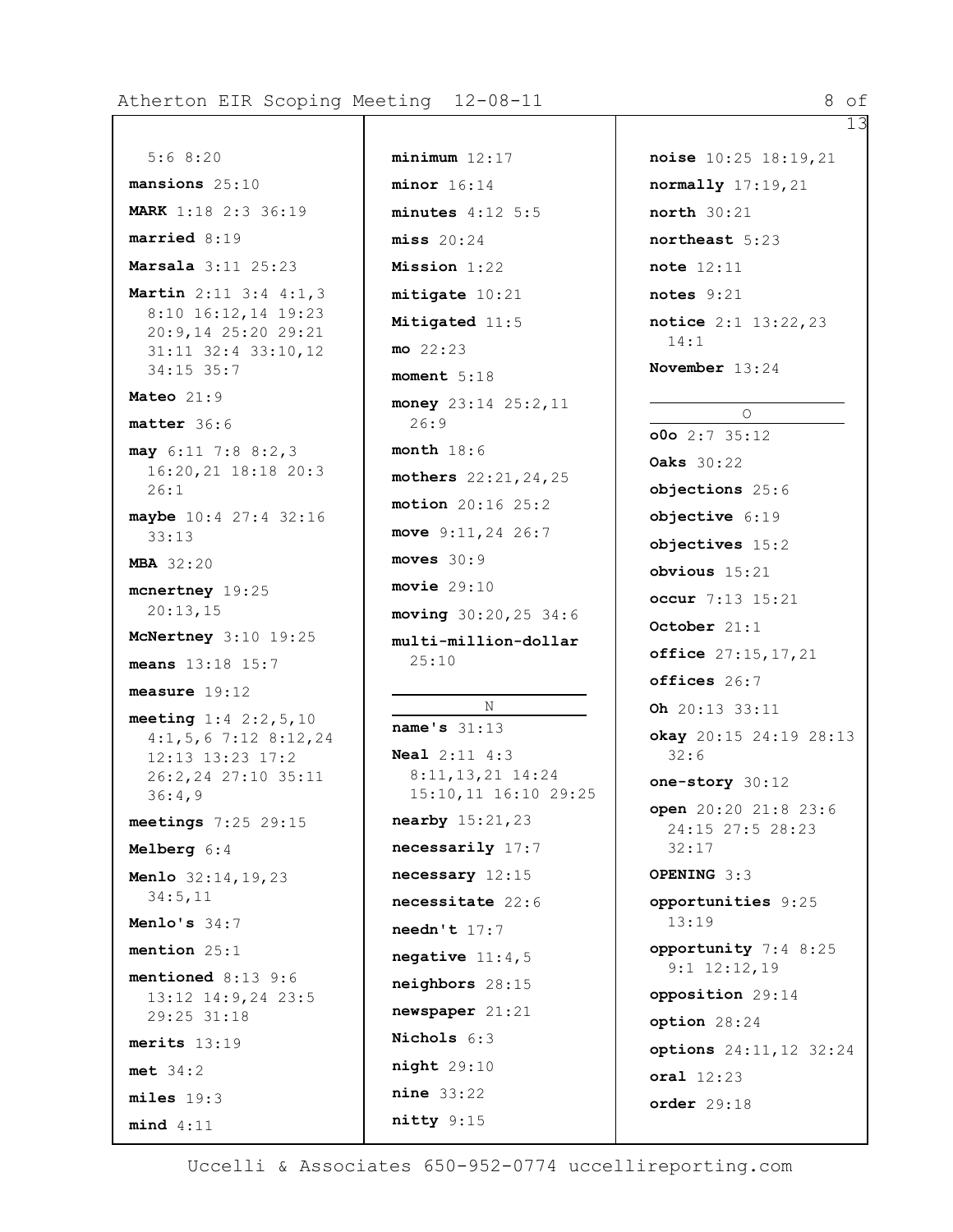5:6 8:20

**mansions** 25:10

**MARK** 1:18 2:3 36:19

**married** 8:19

**Marsala** 3:11 25:23

**Martin** 2:11 3:4 4:1,3 8:10 16:12,14 19:23 20:9,14 25:20 29:21 31:11 32:4 33:10,12 34:15 35:7

**Mateo** 21:9

**matter** 36:6

**may** 6:11 7:8 8:2,3 16:20,21 18:18 20:3 26:1

**maybe** 10:4 27:4 32:16 33:13

**MBA** 32:20

**mcnertney** 19:25 20:13,15

**McNertney** 3:10 19:25

**means** 13:18 15:7

**measure** 19:12

**meeting** 1:4 2:2,5,10 4:1,5,6 7:12 8:12,24 12:13 13:23 17:2 26:2,24 27:10 35:11 36:4,9

**meetings** 7:25 29:15

**Melberg** 6:4

**Menlo** 32:14,19,23 34:5,11

**Menlo's** 34:7

**mention** 25:1

**mentioned** 8:13 9:6 13:12 14:9,24 23:5 29:25 31:18

**merits** 13:19

**met** 34:2

**miles** 19:3

**mind** 4:11

**minimum** 12:17

**minor** 16:14

**minutes** 4:12 5:5

**miss** 20:24

**Mission** 1:22

**mitigate** 10:21

**Mitigated** 11:5

**mo** 22:23

**moment** 5:18

**money** 23:14 25:2,11 26:9

**month** 18:6

**mothers** 22:21,24,25

**motion** 20:16 25:2

**move** 9:11,24 26:7

**moves** 30:9

**movie** 29:10

**moving** 30:20,25 34:6

**multi-million-dollar** 25:10

## N

**name's** 31:13

**Neal** 2:11 4:3 8:11,13,21 14:24 15:10,11 16:10 29:25

**nearby** 15:21,23

**necessarily** 17:7

**necessary** 12:15

**necessitate** 22:6

**needn't** 17:7

**negative** 11:4,5

**neighbors** 28:15

**newspaper** 21:21

**Nichols** 6:3

**night** 29:10

**nine** 33:22

**nitty** 9:15

**noise** 10:25 18:19,21

**normally** 17:19,21

**north** 30:21

**northeast** 5:23

**note** 12:11

**notes** 9:21

**notice** 2:1 13:22,23 14:1

**November** 13:24

## O

**o0o** 2:7 35:12

**Oaks** 30:22

**objections** 25:6

**objective** 6:19

**objectives** 15:2

**obvious** 15:21

**occur** 7:13 15:21

**October** 21:1

**office** 27:15,17,21

**offices** 26:7

**Oh** 20:13 33:11

**okay** 20:15 24:19 28:13 32:6

**one-story** 30:12

**open** 20:20 21:8 23:6 24:15 27:5 28:23 32:17

**OPENING** 3:3

**opportunities** 9:25 13:19

**opportunity** 7:4 8:25 9:1 12:12,19

**opposition** 29:14

**option** 28:24

**options** 24:11,12 32:24

**oral** 12:23

**order** 29:18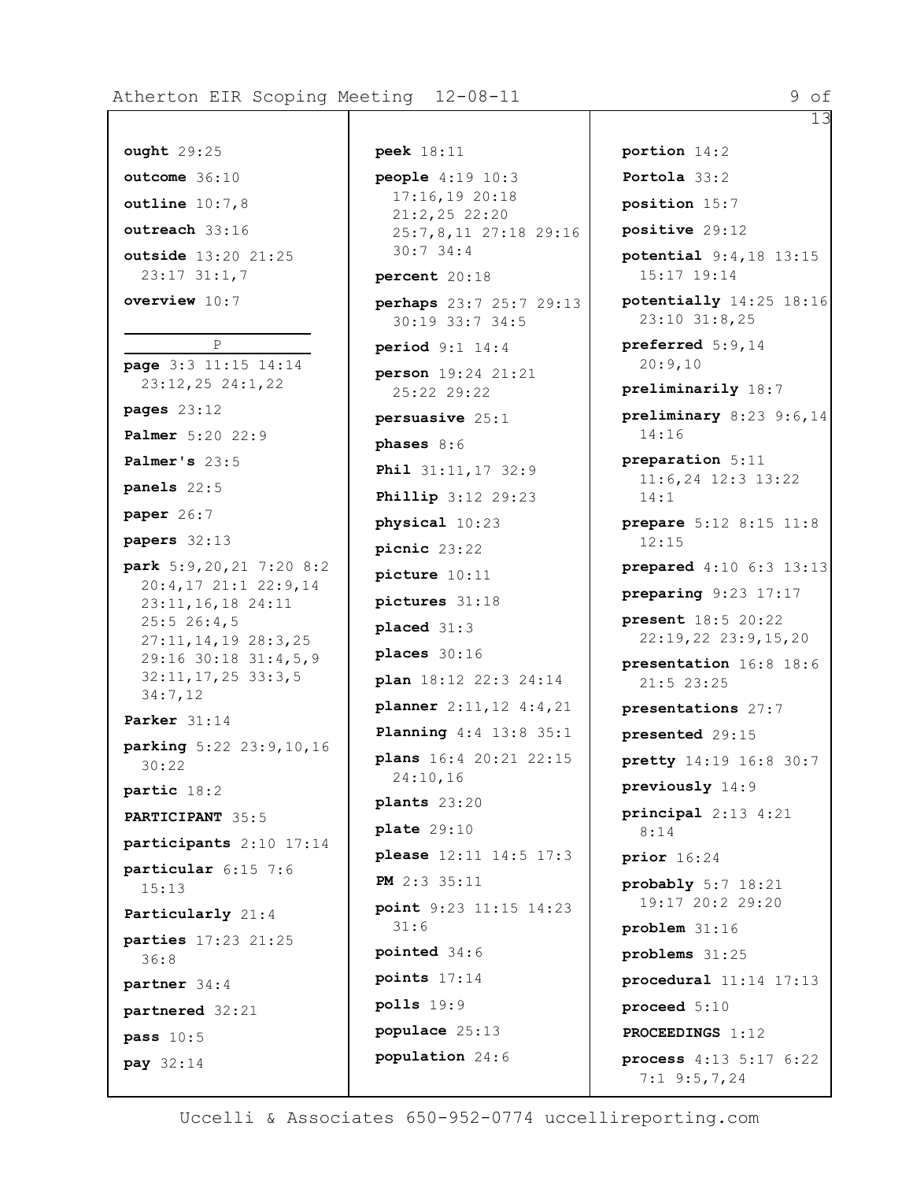**ought** 29:25

**outcome** 36:10

**outline** 10:7,8

**outreach** 33:16

**outside** 13:20 21:25 23:17 31:1,7

**overview** 10:7

P

**page** 3:3 11:15 14:14 23:12,25 24:1,22

**pages** 23:12

**Palmer** 5:20 22:9

**Palmer's** 23:5

**panels** 22:5

**paper** 26:7

**papers** 32:13

**park** 5:9,20,21 7:20 8:2 20:4,17 21:1 22:9,14 23:11,16,18 24:11 25:5 26:4,5 27:11,14,19 28:3,25 29:16 30:18 31:4,5,9 32:11,17,25 33:3,5 34:7,12

**Parker** 31:14

**parking** 5:22 23:9,10,16 30:22

**partic** 18:2

**PARTICIPANT** 35:5

**participants** 2:10 17:14

**particular** 6:15 7:6 15:13

**Particularly** 21:4

**parties** 17:23 21:25 36:8

**partner** 34:4

**partnered** 32:21

**pass** 10:5

**pay** 32:14

**peek** 18:11

**people** 4:19 10:3 17:16,19 20:18 21:2,25 22:20 25:7,8,11 27:18 29:16 30:7 34:4

**percent** 20:18

**perhaps** 23:7 25:7 29:13 30:19 33:7 34:5

**period** 9:1 14:4

**person** 19:24 21:21 25:22 29:22

**persuasive** 25:1

**phases** 8:6

**Phil** 31:11,17 32:9

**Phillip** 3:12 29:23

**physical** 10:23

**picnic** 23:22

**picture** 10:11

**pictures** 31:18

**placed** 31:3

**places** 30:16

**plan** 18:12 22:3 24:14

**planner** 2:11,12 4:4,21

**Planning** 4:4 13:8 35:1

**plans** 16:4 20:21 22:15 24:10,16

**plants** 23:20

**plate** 29:10

**please** 12:11 14:5 17:3

**PM** 2:3 35:11

**point** 9:23 11:15 14:23 31:6

**pointed** 34:6

**points** 17:14

**polls** 19:9

**populace** 25:13

**population** 24:6

**portion** 14:2

**Portola** 33:2

**position** 15:7

**positive** 29:12

**potential** 9:4,18 13:15 15:17 19:14

**potentially** 14:25 18:16 23:10 31:8,25

**preferred** 5:9,14 20:9,10

**preliminarily** 18:7

**preliminary** 8:23 9:6,14 14:16

**preparation** 5:11 11:6,24 12:3 13:22 14:1

**prepare** 5:12 8:15 11:8 12:15

**prepared** 4:10 6:3 13:13

**preparing** 9:23 17:17

**present** 18:5 20:22 22:19,22 23:9,15,20

**presentation** 16:8 18:6 21:5 23:25

**presentations** 27:7

**presented** 29:15

**pretty** 14:19 16:8 30:7

**previously** 14:9

**principal** 2:13 4:21 8:14

**prior** 16:24

**probably** 5:7 18:21 19:17 20:2 29:20

**problem** 31:16

**problems** 31:25

**procedural** 11:14 17:13

**proceed** 5:10

**PROCEEDINGS** 1:12

**process** 4:13 5:17 6:22 7:1 9:5,7,24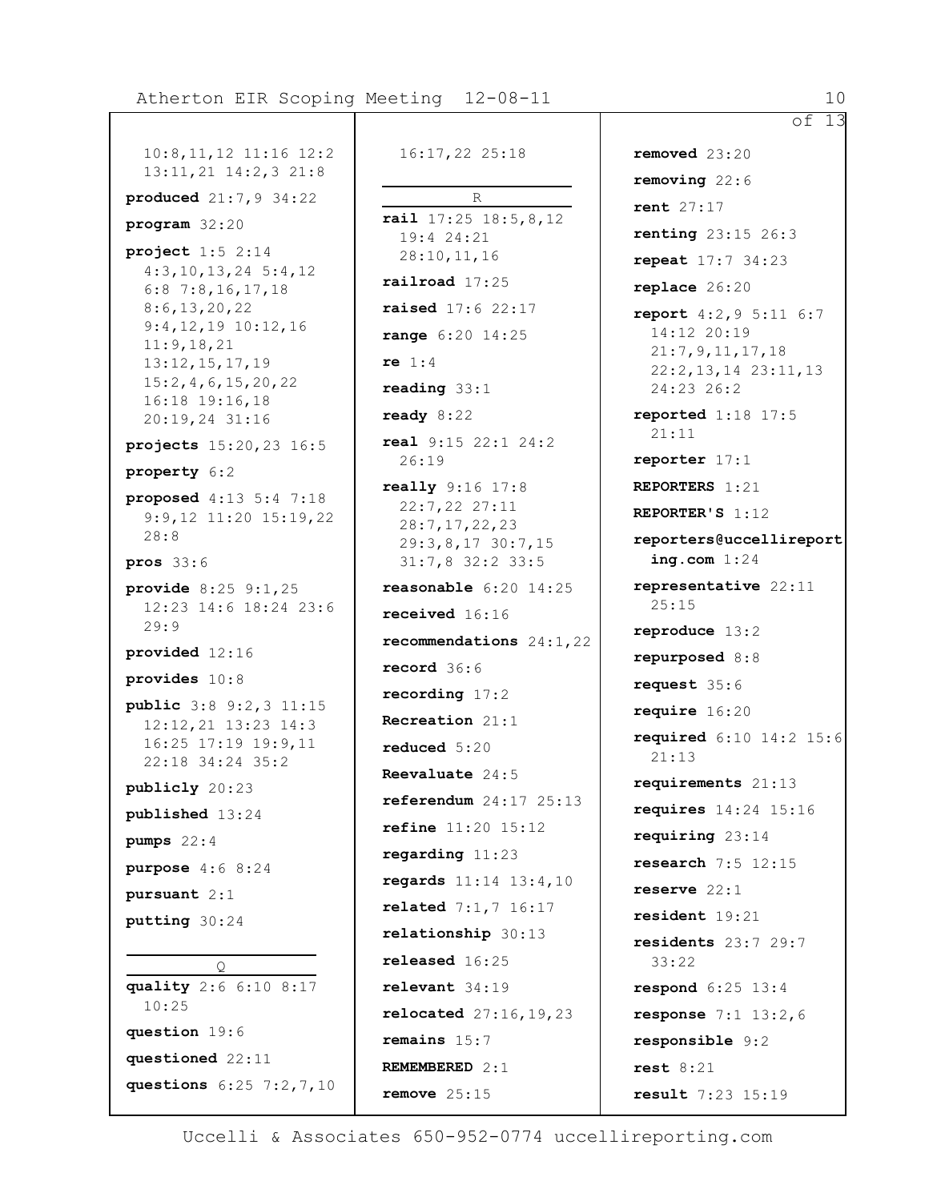10:8,11,12 11:16 12:2 13:11,21 14:2,3 21:8

**produced** 21:7,9 34:22

**program** 32:20

**project** 1:5 2:14 4:3,10,13,24 5:4,12 6:8 7:8,16,17,18 8:6,13,20,22 9:4,12,19 10:12,16 11:9,18,21 13:12,15,17,19 15:2,4,6,15,20,22 16:18 19:16,18 20:19,24 31:16

**projects** 15:20,23 16:5

**property** 6:2

**proposed** 4:13 5:4 7:18 9:9,12 11:20 15:19,22 28:8

**pros** 33:6

**provide** 8:25 9:1,25 12:23 14:6 18:24 23:6 29:9

**provided** 12:16

**provides** 10:8

**public** 3:8 9:2,3 11:15 12:12,21 13:23 14:3 16:25 17:19 19:9,11 22:18 34:24 35:2

**publicly** 20:23

**published** 13:24

**pumps** 22:4

**purpose** 4:6 8:24

**pursuant** 2:1

**putting** 30:24

Q

**quality** 2:6 6:10 8:17 10:25

**question** 19:6

**questioned** 22:11

**questions** 6:25 7:2,7,10 16:17,22 25:18

R

**rail** 17:25 18:5,8,12 19:4 24:21 28:10,11,16

**railroad** 17:25

**raised** 17:6 22:17

**range** 6:20 14:25

**re** 1:4

**reading** 33:1

**ready** 8:22

**real** 9:15 22:1 24:2 26:19

**really** 9:16 17:8 22:7,22 27:11 28:7,17,22,23 29:3,8,17 30:7,15 31:7,8 32:2 33:5

**reasonable** 6:20 14:25

**received** 16:16

**recommendations** 24:1,22

**record** 36:6

**recording** 17:2

**Recreation** 21:1

**reduced** 5:20

**Reevaluate** 24:5

**referendum** 24:17 25:13

**refine** 11:20 15:12

**regarding** 11:23

**regards** 11:14 13:4,10

**related** 7:1,7 16:17

**relationship** 30:13

**released** 16:25

**relevant** 34:19

**relocated** 27:16,19,23

**remains** 15:7

**REMEMBERED** 2:1

**remove** 25:15

**removed** 23:20

**removing** 22:6

**rent** 27:17

**renting** 23:15 26:3

**repeat** 17:7 34:23

**replace** 26:20

**report** 4:2,9 5:11 6:7 14:12 20:19 21:7,9,11,17,18 22:2,13,14 23:11,13 24:23 26:2

**reported** 1:18 17:5 21:11

**reporter** 17:1

**REPORTERS** 1:21

**REPORTER'S** 1:12

**reporters@uccellireporting.com** 1:24

**representative** 22:11 25:15

**reproduce** 13:2

**repurposed** 8:8

**request** 35:6

**require** 16:20

**required** 6:10 14:2 15:6 21:13

**requirements** 21:13

**requires** 14:24 15:16

**requiring** 23:14

**research** 7:5 12:15

**reserve** 22:1

**resident** 19:21

**residents** 23:7 29:7 33:22

**respond** 6:25 13:4

**response** 7:1 13:2,6

**responsible** 9:2

**rest** 8:21

**result** 7:23 15:19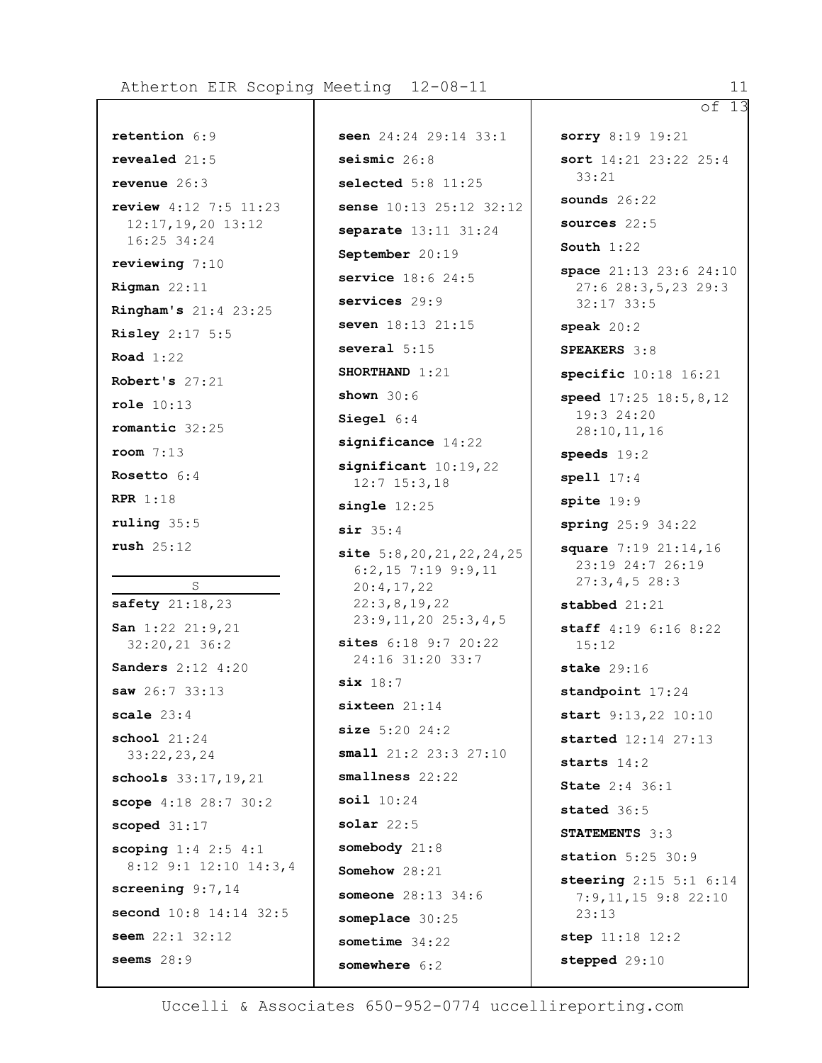**retention** 6:9

**revealed** 21:5

**revenue** 26:3

**review** 4:12 7:5 11:23 12:17,19,20 13:12 16:25 34:24

**reviewing** 7:10

**Rigman** 22:11

**Ringham's** 21:4 23:25

**Risley** 2:17 5:5

**Road** 1:22

**Robert's** 27:21

**role** 10:13

**romantic** 32:25

**room** 7:13

**Rosetto** 6:4

**RPR** 1:18

**ruling** 35:5

**rush** 25:12

## S

**safety** 21:18,23

**San** 1:22 21:9,21 32:20,21 36:2

**Sanders** 2:12 4:20

**saw** 26:7 33:13

**scale** 23:4

**school** 21:24 33:22,23,24

**schools** 33:17,19,21

**scope** 4:18 28:7 30:2

**scoped** 31:17

**scoping** 1:4 2:5 4:1 8:12 9:1 12:10 14:3,4

**screening** 9:7,14

**second** 10:8 14:14 32:5

**seem** 22:1 32:12

**seems** 28:9

**seen** 24:24 29:14 33:1

**seismic** 26:8

**selected** 5:8 11:25

**sense** 10:13 25:12 32:12

**separate** 13:11 31:24

**September** 20:19

**service** 18:6 24:5

**services** 29:9

**seven** 18:13 21:15

**several** 5:15

**SHORTHAND** 1:21

**shown** 30:6

**Siegel** 6:4

**significance** 14:22

**significant** 10:19,22 12:7 15:3,18

**single** 12:25

**sir** 35:4

**site** 5:8,20,21,22,24,25 6:2,15 7:19 9:9,11 20:4,17,22 22:3,8,19,22 23:9,11,20 25:3,4,5

**sites** 6:18 9:7 20:22 24:16 31:20 33:7

**six** 18:7

**sixteen** 21:14

**size** 5:20 24:2

**small** 21:2 23:3 27:10

**smallness** 22:22

**soil** 10:24

**solar** 22:5

**somebody** 21:8

**Somehow** 28:21

**someone** 28:13 34:6

**someplace** 30:25

**sometime** 34:22

**somewhere** 6:2

**sorry** 8:19 19:21

**sort** 14:21 23:22 25:4 33:21

**sounds** 26:22

**sources** 22:5

**South** 1:22

**space** 21:13 23:6 24:10 27:6 28:3,5,23 29:3 32:17 33:5

**speak** 20:2

**SPEAKERS** 3:8

**specific** 10:18 16:21

**speed** 17:25 18:5,8,12 19:3 24:20 28:10,11,16

**speeds** 19:2

**spell** 17:4

**spite** 19:9

**spring** 25:9 34:22

**square** 7:19 21:14,16 23:19 24:7 26:19 27:3,4,5 28:3

**stabbed** 21:21

**staff** 4:19 6:16 8:22 15:12

**stake** 29:16

**standpoint** 17:24

**start** 9:13,22 10:10

**started** 12:14 27:13

**starts** 14:2

**State** 2:4 36:1

**stated** 36:5

**STATEMENTS** 3:3

**station** 5:25 30:9

**steering** 2:15 5:1 6:14 7:9,11,15 9:8 22:10 23:13

**step** 11:18 12:2

**stepped** 29:10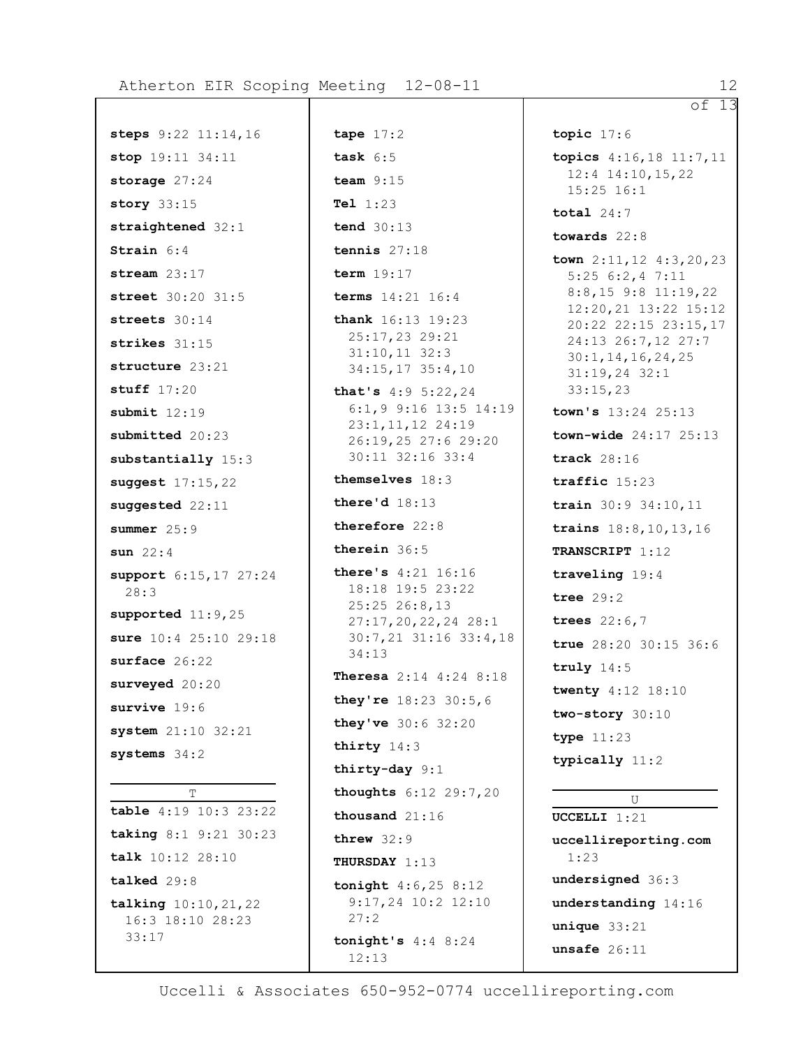**steps** 9:22 11:14,16

**stop** 19:11 34:11

**storage** 27:24

**story** 33:15

**straightened** 32:1

**Strain** 6:4

**stream** 23:17

**street** 30:20 31:5

**streets** 30:14

**strikes** 31:15

**structure** 23:21

**stuff** 17:20

**submit** 12:19

**submitted** 20:23

**substantially** 15:3

**suggest** 17:15,22

**suggested** 22:11

**summer** 25:9

**sun** 22:4

**support** 6:15,17 27:24 28:3

**supported** 11:9,25

**sure** 10:4 25:10 29:18

**surface** 26:22

**surveyed** 20:20

**survive** 19:6

**system** 21:10 32:21

**systems** 34:2

## T

**table** 4:19 10:3 23:22

**taking** 8:1 9:21 30:23

**talk** 10:12 28:10

**talked** 29:8

**talking** 10:10,21,22 16:3 18:10 28:23 33:17

**tape** 17:2

**task** 6:5

**team** 9:15

**Tel** 1:23

**tend** 30:13

**tennis** 27:18

**term** 19:17

**terms** 14:21 16:4

**thank** 16:13 19:23 25:17,23 29:21 31:10,11 32:3 34:15,17 35:4,10

**that's** 4:9 5:22,24 6:1,9 9:16 13:5 14:19 23:1,11,12 24:19 26:19,25 27:6 29:20 30:11 32:16 33:4

**themselves** 18:3

**there'd** 18:13

**therefore** 22:8

**therein** 36:5

**there's** 4:21 16:16 18:18 19:5 23:22 25:25 26:8,13 27:17,20,22,24 28:1 30:7,21 31:16 33:4,18 34:13

**Theresa** 2:14 4:24 8:18

**they're** 18:23 30:5,6

**they've** 30:6 32:20

**thirty** 14:3

**thirty-day** 9:1

**thoughts** 6:12 29:7,20

**thousand** 21:16

**threw** 32:9

**THURSDAY** 1:13

**tonight** 4:6,25 8:12 9:17,24 10:2 12:10 27:2

**tonight's** 4:4 8:24 12:13

**topic** 17:6

**topics** 4:16,18 11:7,11 12:4 14:10,15,22 15:25 16:1

**total** 24:7

**towards** 22:8

**town** 2:11,12 4:3,20,23 5:25 6:2,4 7:11 8:8,15 9:8 11:19,22 12:20,21 13:22 15:12 20:22 22:15 23:15,17 24:13 26:7,12 27:7 30:1,14,16,24,25 31:19,24 32:1 33:15,23

**town's** 13:24 25:13

**town-wide** 24:17 25:13

**track** 28:16

**traffic** 15:23

**train** 30:9 34:10,11

**trains** 18:8,10,13,16

**TRANSCRIPT** 1:12

**traveling** 19:4

**tree** 29:2

**trees** 22:6,7

**true** 28:20 30:15 36:6

**truly** 14:5

**twenty** 4:12 18:10

**two-story** 30:10

**type** 11:23

**typically** 11:2

## U

**UCCELLI** 1:21

**uccellireporting.com** 1:23

**undersigned** 36:3

**understanding** 14:16

**unique** 33:21

**unsafe** 26:11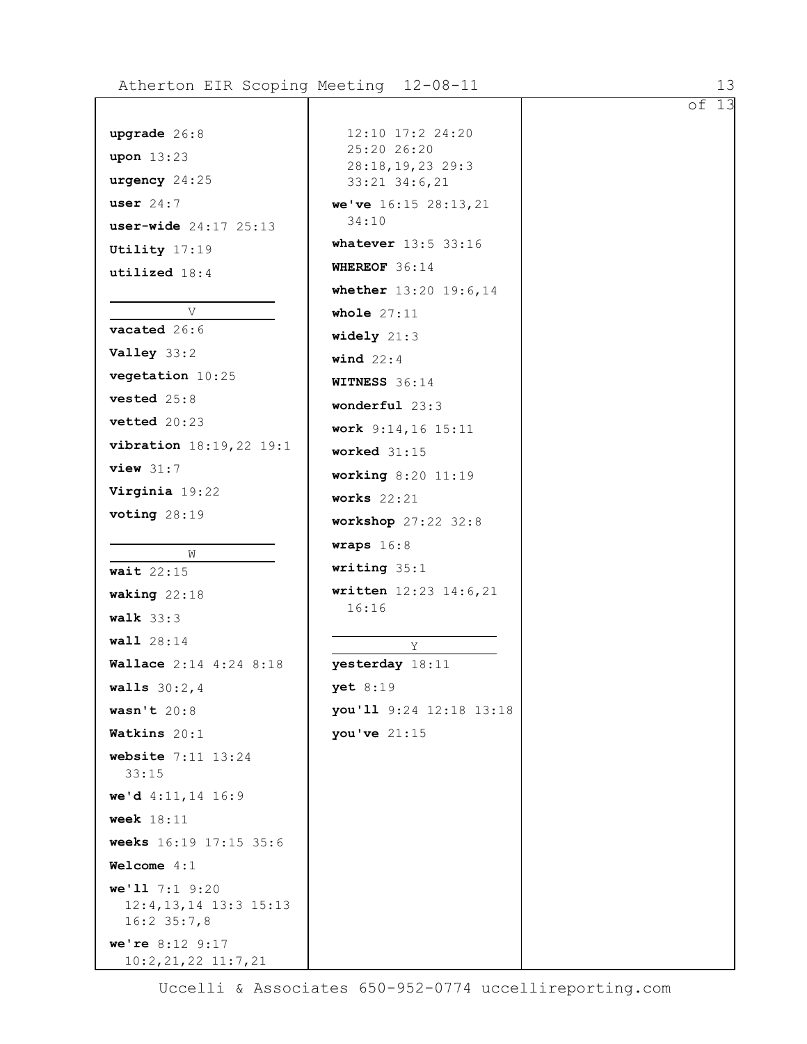**upgrade** 26:8

**upon** 13:23

**urgency** 24:25

**user** 24:7

**user-wide** 24:17 25:13

**Utility** 17:19

**utilized** 18:4

V

**vacated** 26:6

**Valley** 33:2

**vegetation** 10:25

**vested** 25:8

**vetted** 20:23

**vibration** 18:19,22 19:1

**view** 31:7

**Virginia** 19:22

**voting** 28:19

W

**wait** 22:15

**waking** 22:18

**walk** 33:3

**wall** 28:14

**Wallace** 2:14 4:24 8:18

**walls** 30:2,4

**wasn't** 20:8

**Watkins** 20:1

**website** 7:11 13:24 33:15

**we'd** 4:11,14 16:9

**week** 18:11

**weeks** 16:19 17:15 35:6

**Welcome** 4:1

**we'll** 7:1 9:20 12:4,13,14 13:3 15:13 16:2 35:7,8

**we're** 8:12 9:17 10:2,21,22 11:7,21 12:10 17:2 24:20 25:20 26:20 28:18,19,23 29:3 33:21 34:6,21

**we've** 16:15 28:13,21 34:10

**whatever** 13:5 33:16

**WHEREOF** 36:14

**whether** 13:20 19:6,14

**whole** 27:11

**widely** 21:3

**wind** 22:4

**WITNESS** 36:14

**wonderful** 23:3

**work** 9:14,16 15:11

**worked** 31:15

**working** 8:20 11:19

**works** 22:21

**workshop** 27:22 32:8

**wraps** 16:8

**writing** 35:1

**written** 12:23 14:6,21 16:16

Y

**yesterday** 18:11

**yet** 8:19

**you'll** 9:24 12:18 13:18

**you've** 21:15